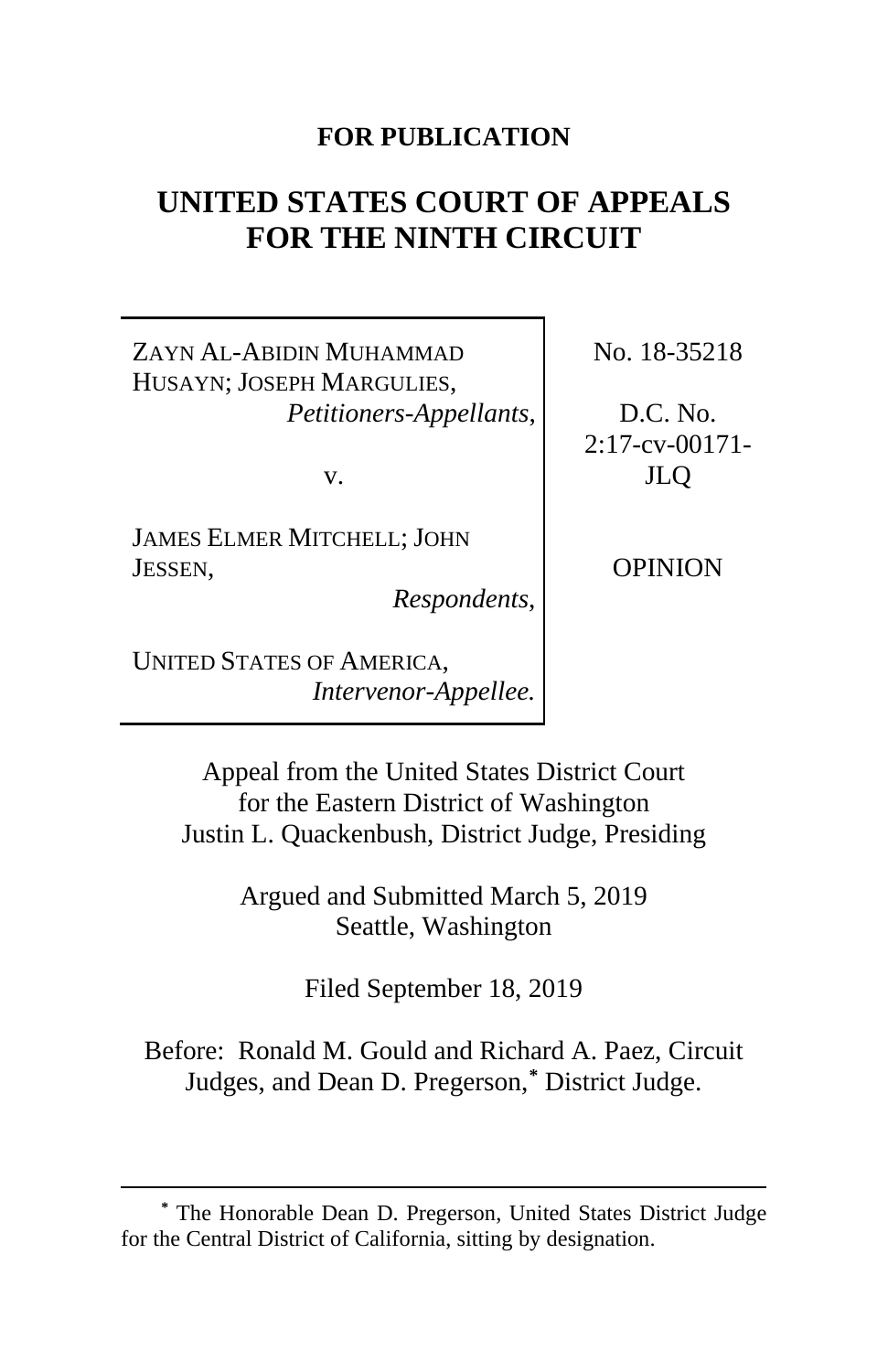**FOR PUBLICATION**

# UNITED STATES COURT OF APPEALS FOR THE NINTH CIRCUIT

ZAYN AL-ABIDIN MUHAMMAD HUSAYN; JOSEPH MARGULIES,
*Petitioners-Appellants*,

v.

JAMES ELMER MITCHELL; JOHN JESSEN,
*Respondents*,

UNITED STATES OF AMERICA,
*Intervenor-Appellee.*

No. 18-35218

D.C. No. 2:17-cv-00171-JLQ

OPINION

Appeal from the United States District Court
for the Eastern District of Washington
Justin L. Quackenbush, District Judge, Presiding

Argued and Submitted March 5, 2019
Seattle, Washington

Filed September 18, 2019

Before: Ronald M. Gould and Richard A. Paez, Circuit Judges, and Dean D. Pregerson,[*] District Judge.

---

[*] The Honorable Dean D. Pregerson, United States District Judge for the Central District of California, sitting by designation.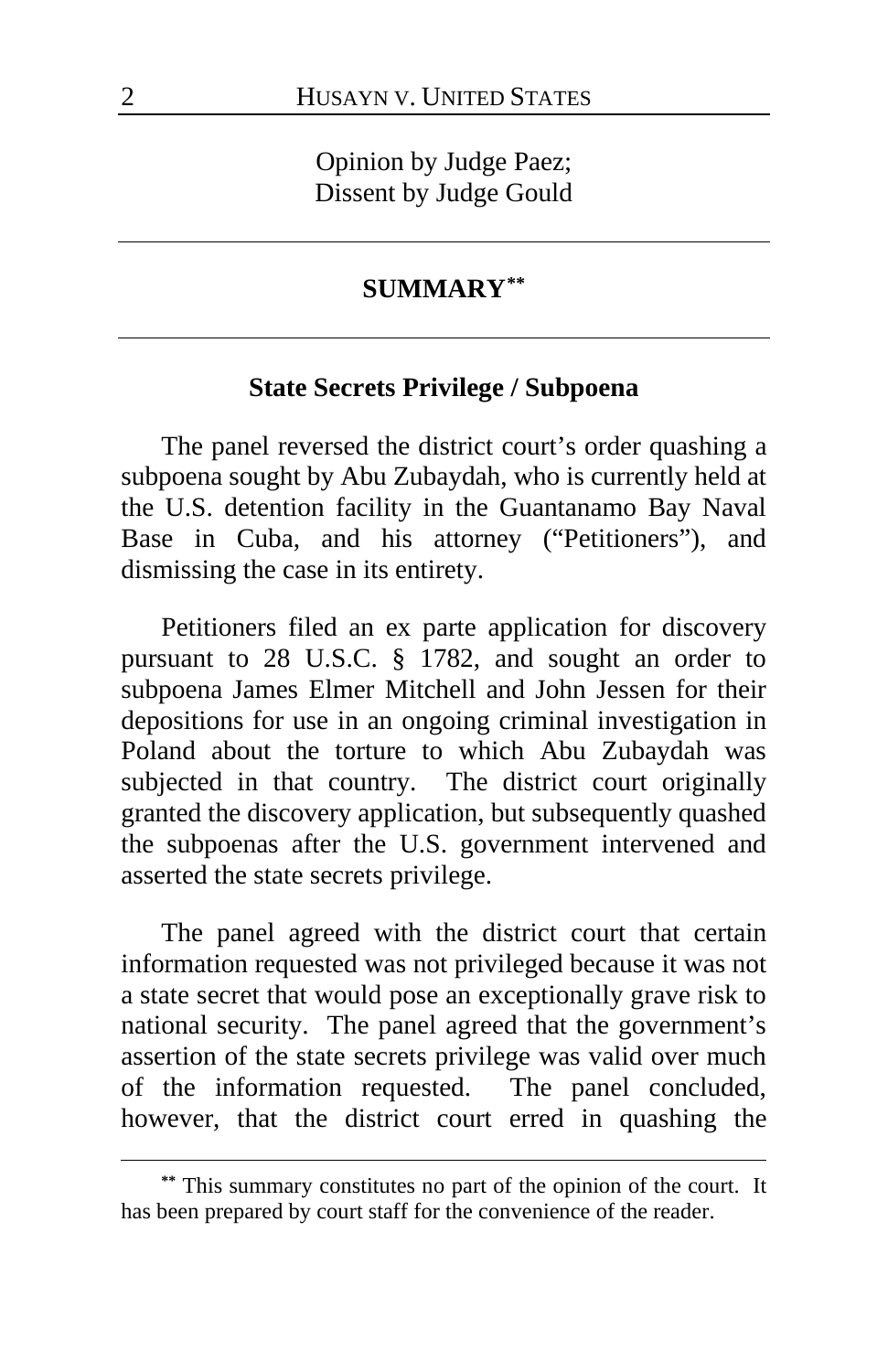Opinion by Judge Paez;
Dissent by Judge Gould

## SUMMARY[**]

### State Secrets Privilege / Subpoena

The panel reversed the district court's order quashing a subpoena sought by Abu Zubaydah, who is currently held at the U.S. detention facility in the Guantanamo Bay Naval Base in Cuba, and his attorney ("Petitioners"), and dismissing the case in its entirety.

Petitioners filed an ex parte application for discovery pursuant to 28 U.S.C. § 1782, and sought an order to subpoena James Elmer Mitchell and John Jessen for their depositions for use in an ongoing criminal investigation in Poland about the torture to which Abu Zubaydah was subjected in that country. The district court originally granted the discovery application, but subsequently quashed the subpoenas after the U.S. government intervened and asserted the state secrets privilege.

The panel agreed with the district court that certain information requested was not privileged because it was not a state secret that would pose an exceptionally grave risk to national security. The panel agreed that the government's assertion of the state secrets privilege was valid over much of the information requested. The panel concluded, however, that the district court erred in quashing the

[**] This summary constitutes no part of the opinion of the court. It has been prepared by court staff for the convenience of the reader.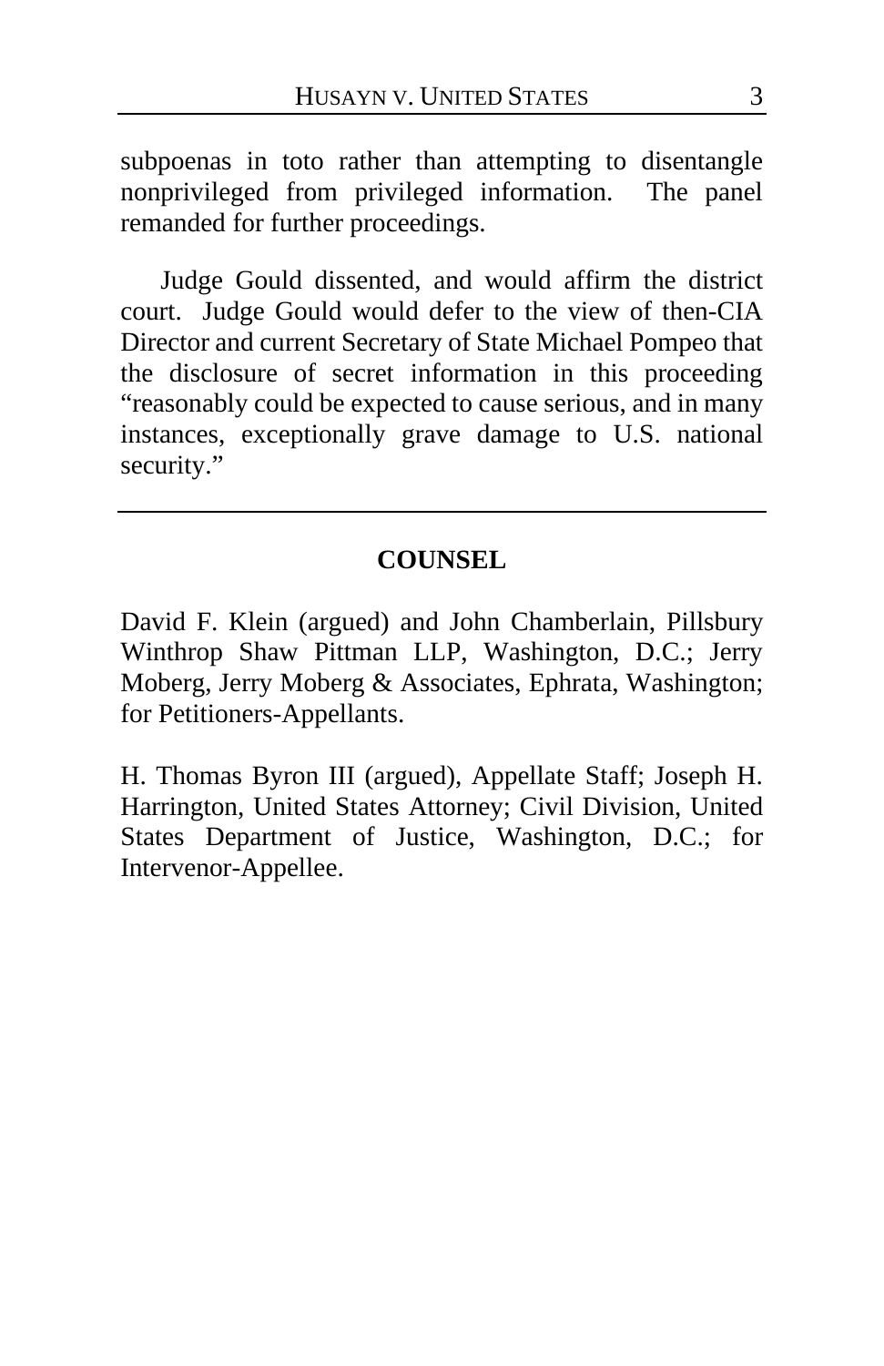subpoenas in toto rather than attempting to disentangle nonprivileged from privileged information. The panel remanded for further proceedings.

Judge Gould dissented, and would affirm the district court. Judge Gould would defer to the view of then-CIA Director and current Secretary of State Michael Pompeo that the disclosure of secret information in this proceeding "reasonably could be expected to cause serious, and in many instances, exceptionally grave damage to U.S. national security."

---

## COUNSEL

David F. Klein (argued) and John Chamberlain, Pillsbury Winthrop Shaw Pittman LLP, Washington, D.C.; Jerry Moberg, Jerry Moberg & Associates, Ephrata, Washington; for Petitioners-Appellants.

H. Thomas Byron III (argued), Appellate Staff; Joseph H. Harrington, United States Attorney; Civil Division, United States Department of Justice, Washington, D.C.; for Intervenor-Appellee.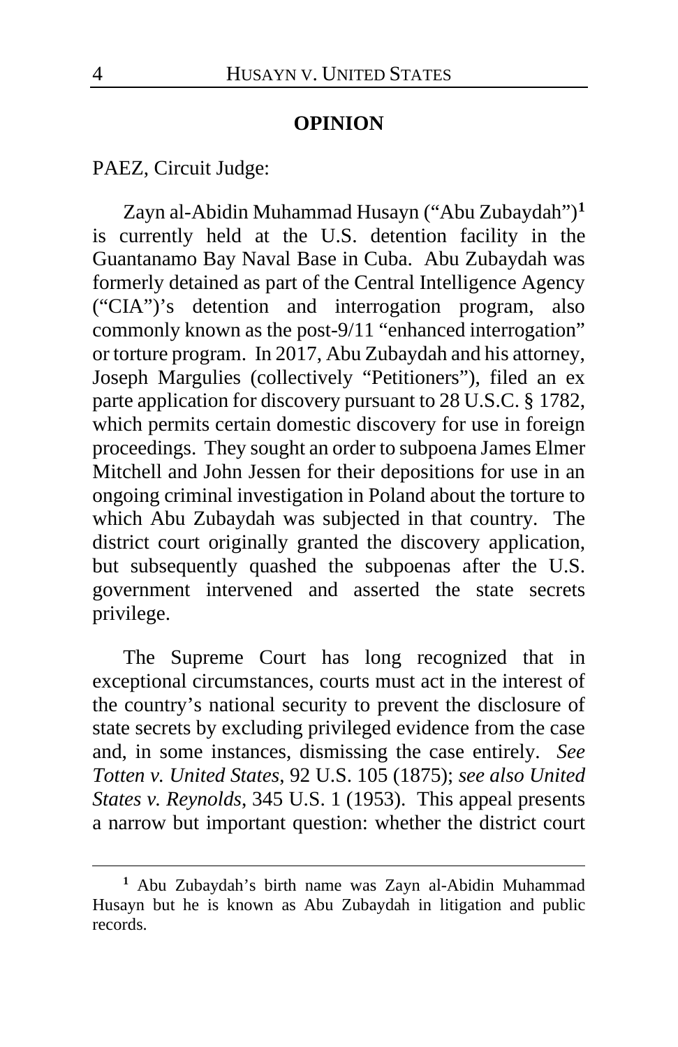## OPINION

PAEZ, Circuit Judge:

Zayn al-Abidin Muhammad Husayn ("Abu Zubaydah")[1] is currently held at the U.S. detention facility in the Guantanamo Bay Naval Base in Cuba. Abu Zubaydah was formerly detained as part of the Central Intelligence Agency ("CIA")'s detention and interrogation program, also commonly known as the post-9/11 "enhanced interrogation" or torture program. In 2017, Abu Zubaydah and his attorney, Joseph Margulies (collectively "Petitioners"), filed an ex parte application for discovery pursuant to 28 U.S.C. § 1782, which permits certain domestic discovery for use in foreign proceedings. They sought an order to subpoena James Elmer Mitchell and John Jessen for their depositions for use in an ongoing criminal investigation in Poland about the torture to which Abu Zubaydah was subjected in that country. The district court originally granted the discovery application, but subsequently quashed the subpoenas after the U.S. government intervened and asserted the state secrets privilege.

The Supreme Court has long recognized that in exceptional circumstances, courts must act in the interest of the country's national security to prevent the disclosure of state secrets by excluding privileged evidence from the case and, in some instances, dismissing the case entirely. *See Totten v. United States*, 92 U.S. 105 (1875); *see also United States v. Reynolds*, 345 U.S. 1 (1953). This appeal presents a narrow but important question: whether the district court

---

[1] Abu Zubaydah's birth name was Zayn al-Abidin Muhammad Husayn but he is known as Abu Zubaydah in litigation and public records.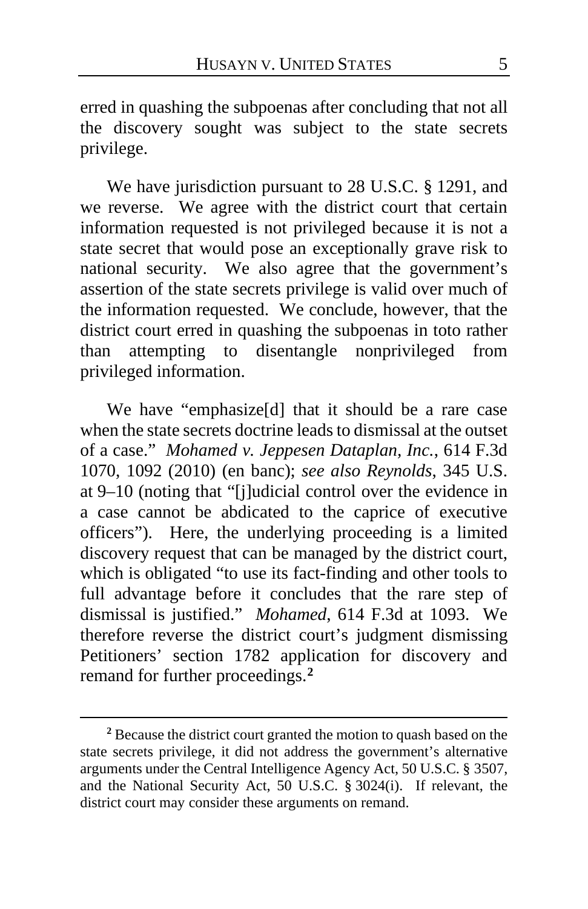erred in quashing the subpoenas after concluding that not all the discovery sought was subject to the state secrets privilege.

We have jurisdiction pursuant to 28 U.S.C. § 1291, and we reverse. We agree with the district court that certain information requested is not privileged because it is not a state secret that would pose an exceptionally grave risk to national security. We also agree that the government's assertion of the state secrets privilege is valid over much of the information requested. We conclude, however, that the district court erred in quashing the subpoenas in toto rather than attempting to disentangle nonprivileged from privileged information.

We have "emphasize[d] that it should be a rare case when the state secrets doctrine leads to dismissal at the outset of a case." *Mohamed v. Jeppesen Dataplan, Inc.*, 614 F.3d 1070, 1092 (2010) (en banc); *see also Reynolds*, 345 U.S. at 9–10 (noting that "[j]udicial control over the evidence in a case cannot be abdicated to the caprice of executive officers"). Here, the underlying proceeding is a limited discovery request that can be managed by the district court, which is obligated "to use its fact-finding and other tools to full advantage before it concludes that the rare step of dismissal is justified." *Mohamed*, 614 F.3d at 1093. We therefore reverse the district court's judgment dismissing Petitioners' section 1782 application for discovery and remand for further proceedings.[2]

---

[2] Because the district court granted the motion to quash based on the state secrets privilege, it did not address the government's alternative arguments under the Central Intelligence Agency Act, 50 U.S.C. § 3507, and the National Security Act, 50 U.S.C. § 3024(i). If relevant, the district court may consider these arguments on remand.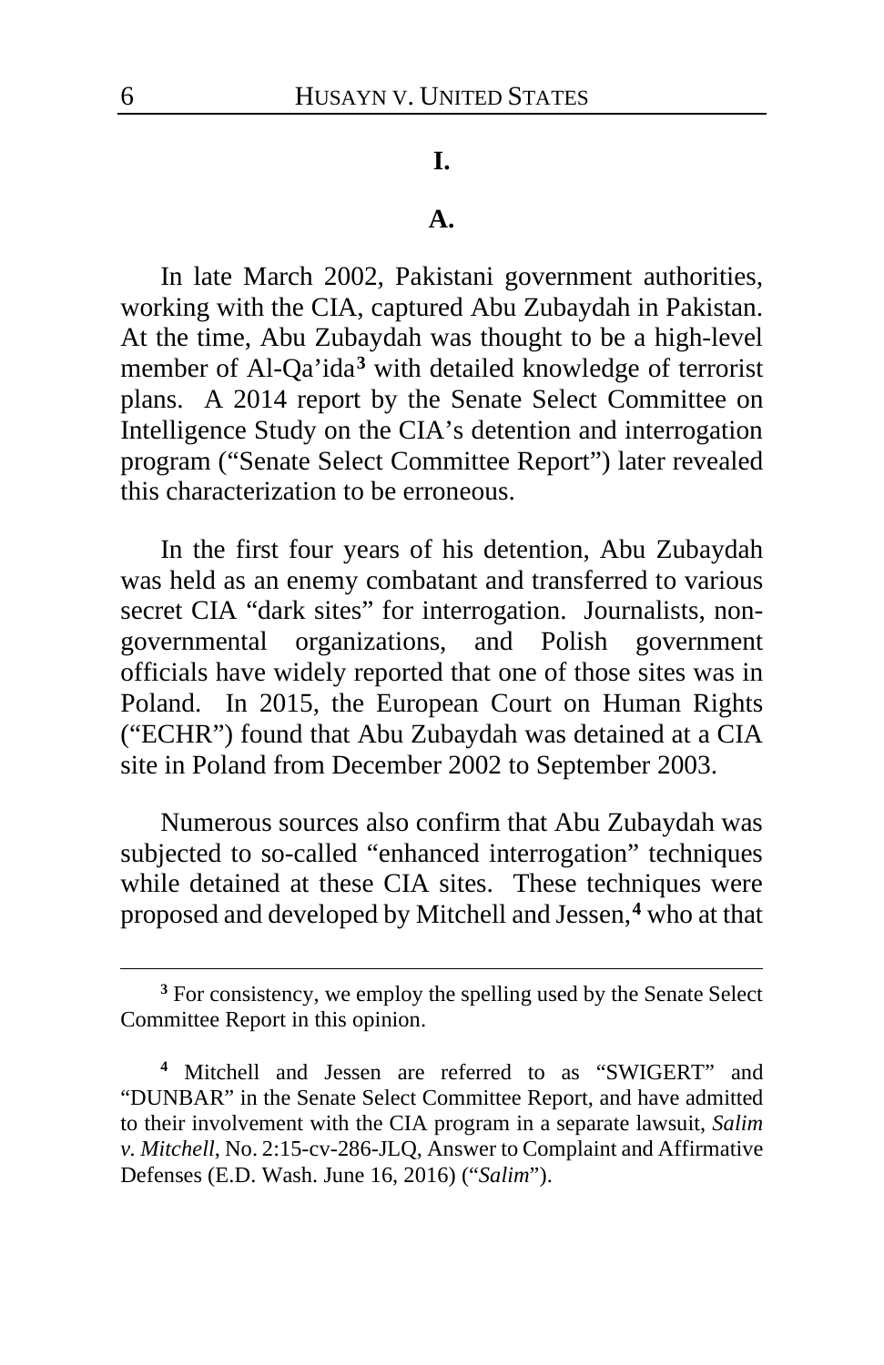# I.

## A.

In late March 2002, Pakistani government authorities, working with the CIA, captured Abu Zubaydah in Pakistan. At the time, Abu Zubaydah was thought to be a high-level member of Al-Qa'ida[3] with detailed knowledge of terrorist plans. A 2014 report by the Senate Select Committee on Intelligence Study on the CIA's detention and interrogation program ("Senate Select Committee Report") later revealed this characterization to be erroneous.

In the first four years of his detention, Abu Zubaydah was held as an enemy combatant and transferred to various secret CIA "dark sites" for interrogation. Journalists, non-governmental organizations, and Polish government officials have widely reported that one of those sites was in Poland. In 2015, the European Court on Human Rights ("ECHR") found that Abu Zubaydah was detained at a CIA site in Poland from December 2002 to September 2003.

Numerous sources also confirm that Abu Zubaydah was subjected to so-called "enhanced interrogation" techniques while detained at these CIA sites. These techniques were proposed and developed by Mitchell and Jessen,[4] who at that

---

[3] For consistency, we employ the spelling used by the Senate Select Committee Report in this opinion.

[4] Mitchell and Jessen are referred to as "SWIGERT" and "DUNBAR" in the Senate Select Committee Report, and have admitted to their involvement with the CIA program in a separate lawsuit, *Salim v. Mitchell*, No. 2:15-cv-286-JLQ, Answer to Complaint and Affirmative Defenses (E.D. Wash. June 16, 2016) ("*Salim*").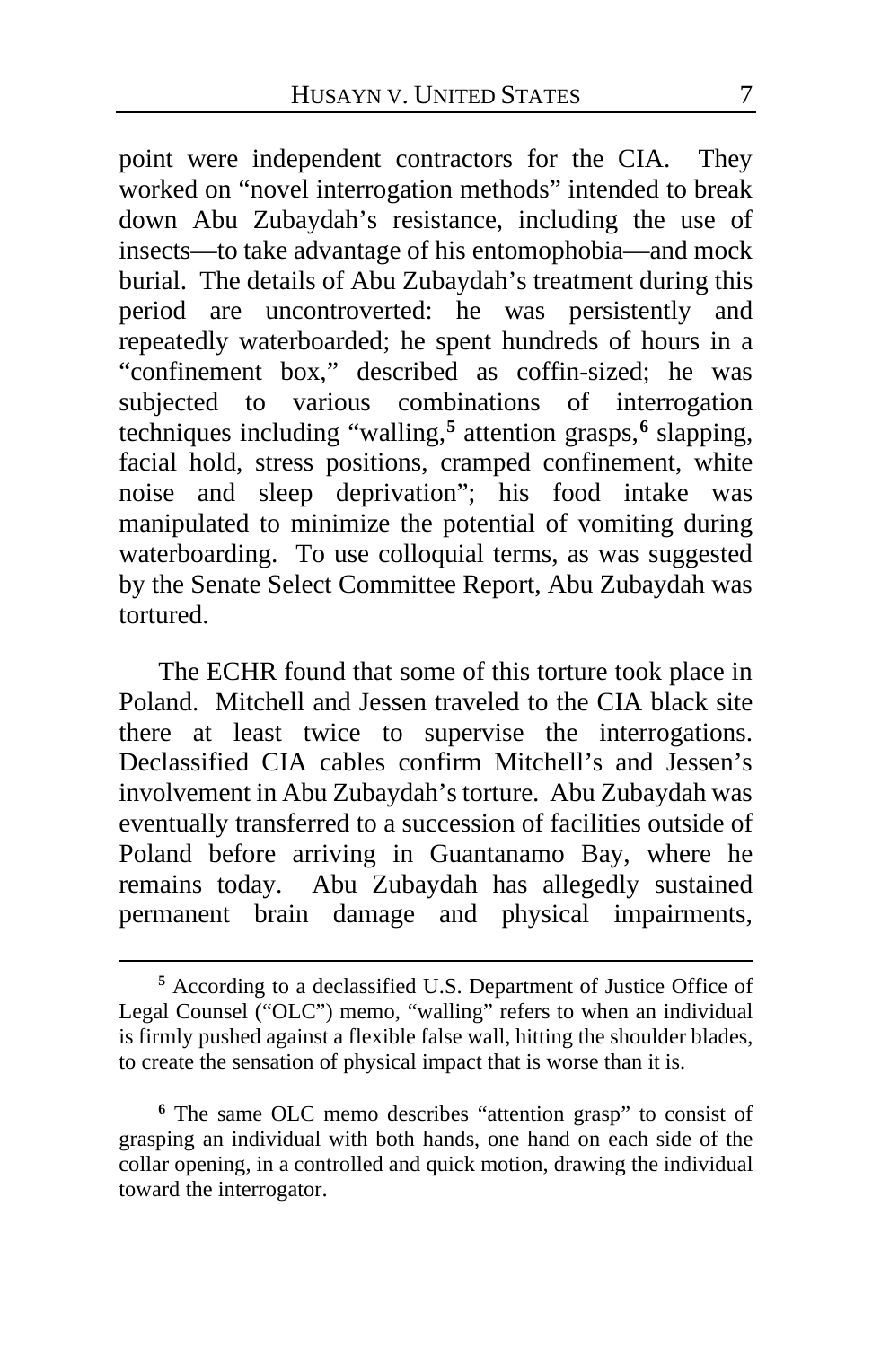point were independent contractors for the CIA. They worked on "novel interrogation methods" intended to break down Abu Zubaydah's resistance, including the use of insects—to take advantage of his entomophobia—and mock burial. The details of Abu Zubaydah's treatment during this period are uncontroverted: he was persistently and repeatedly waterboarded; he spent hundreds of hours in a "confinement box," described as coffin-sized; he was subjected to various combinations of interrogation techniques including "walling,[5] attention grasps,[6] slapping, facial hold, stress positions, cramped confinement, white noise and sleep deprivation"; his food intake was manipulated to minimize the potential of vomiting during waterboarding. To use colloquial terms, as was suggested by the Senate Select Committee Report, Abu Zubaydah was tortured.

The ECHR found that some of this torture took place in Poland. Mitchell and Jessen traveled to the CIA black site there at least twice to supervise the interrogations. Declassified CIA cables confirm Mitchell's and Jessen's involvement in Abu Zubaydah's torture. Abu Zubaydah was eventually transferred to a succession of facilities outside of Poland before arriving in Guantanamo Bay, where he remains today. Abu Zubaydah has allegedly sustained permanent brain damage and physical impairments,

---

[5] According to a declassified U.S. Department of Justice Office of Legal Counsel ("OLC") memo, "walling" refers to when an individual is firmly pushed against a flexible false wall, hitting the shoulder blades, to create the sensation of physical impact that is worse than it is.

[6] The same OLC memo describes "attention grasp" to consist of grasping an individual with both hands, one hand on each side of the collar opening, in a controlled and quick motion, drawing the individual toward the interrogator.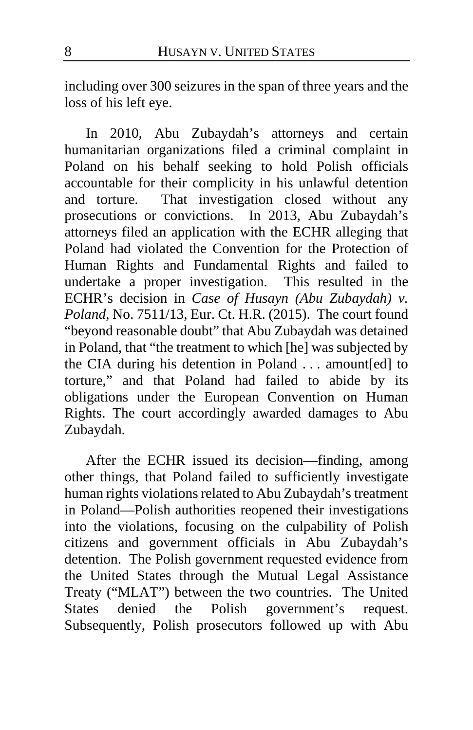including over 300 seizures in the span of three years and the loss of his left eye.

In 2010, Abu Zubaydah's attorneys and certain humanitarian organizations filed a criminal complaint in Poland on his behalf seeking to hold Polish officials accountable for their complicity in his unlawful detention and torture. That investigation closed without any prosecutions or convictions. In 2013, Abu Zubaydah's attorneys filed an application with the ECHR alleging that Poland had violated the Convention for the Protection of Human Rights and Fundamental Rights and failed to undertake a proper investigation. This resulted in the ECHR's decision in *Case of Husayn (Abu Zubaydah) v. Poland*, No. 7511/13, Eur. Ct. H.R. (2015). The court found "beyond reasonable doubt" that Abu Zubaydah was detained in Poland, that "the treatment to which [he] was subjected by the CIA during his detention in Poland . . . amount[ed] to torture," and that Poland had failed to abide by its obligations under the European Convention on Human Rights. The court accordingly awarded damages to Abu Zubaydah.

After the ECHR issued its decision—finding, among other things, that Poland failed to sufficiently investigate human rights violations related to Abu Zubaydah's treatment in Poland—Polish authorities reopened their investigations into the violations, focusing on the culpability of Polish citizens and government officials in Abu Zubaydah's detention. The Polish government requested evidence from the United States through the Mutual Legal Assistance Treaty ("MLAT") between the two countries. The United States denied the Polish government's request. Subsequently, Polish prosecutors followed up with Abu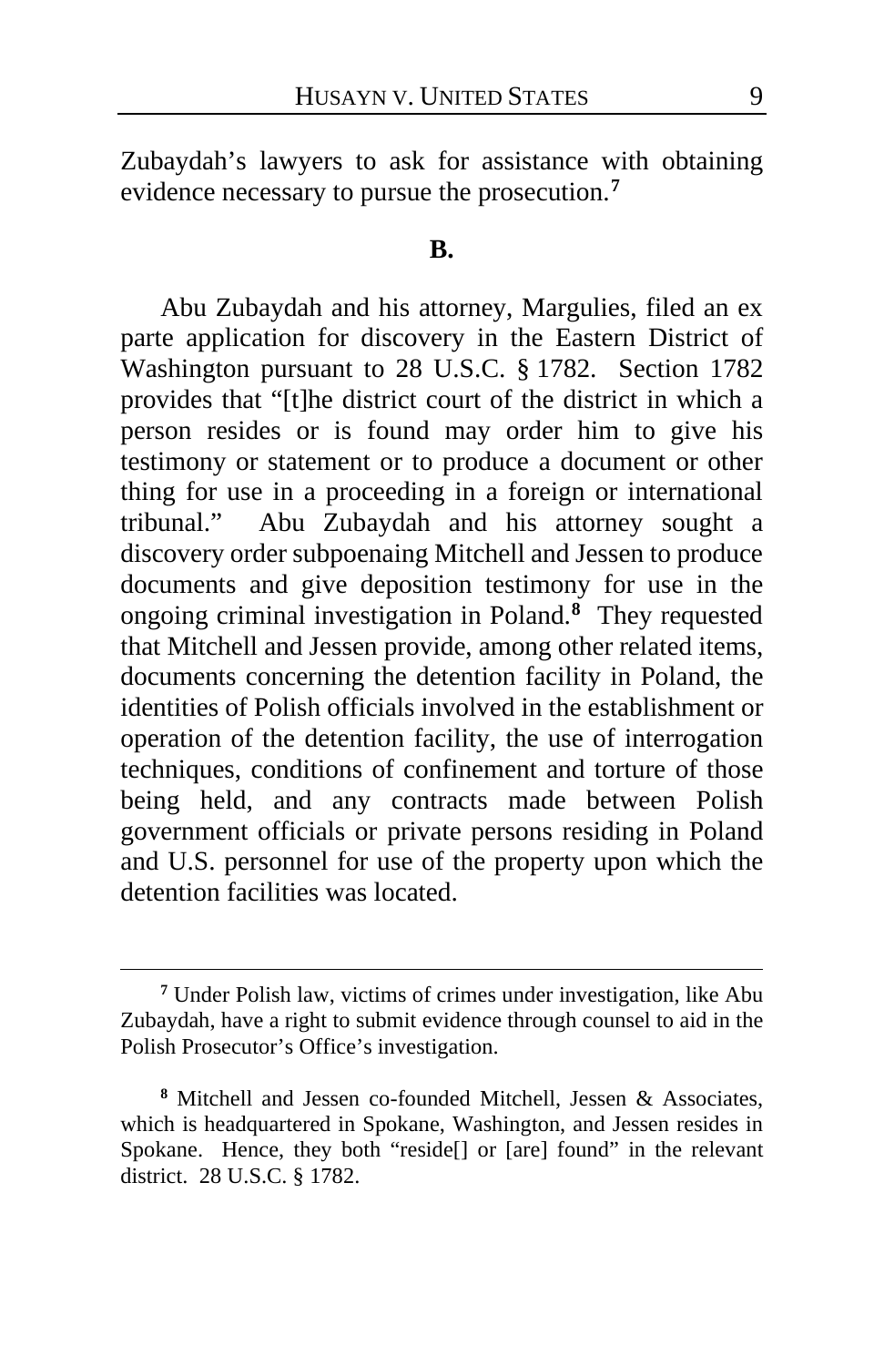Zubaydah's lawyers to ask for assistance with obtaining evidence necessary to pursue the prosecution.[7]

**B.**

Abu Zubaydah and his attorney, Margulies, filed an ex parte application for discovery in the Eastern District of Washington pursuant to 28 U.S.C. § 1782. Section 1782 provides that "[t]he district court of the district in which a person resides or is found may order him to give his testimony or statement or to produce a document or other thing for use in a proceeding in a foreign or international tribunal." Abu Zubaydah and his attorney sought a discovery order subpoenaing Mitchell and Jessen to produce documents and give deposition testimony for use in the ongoing criminal investigation in Poland.[8] They requested that Mitchell and Jessen provide, among other related items, documents concerning the detention facility in Poland, the identities of Polish officials involved in the establishment or operation of the detention facility, the use of interrogation techniques, conditions of confinement and torture of those being held, and any contracts made between Polish government officials or private persons residing in Poland and U.S. personnel for use of the property upon which the detention facilities was located.

---

[7] Under Polish law, victims of crimes under investigation, like Abu Zubaydah, have a right to submit evidence through counsel to aid in the Polish Prosecutor's Office's investigation.

[8] Mitchell and Jessen co-founded Mitchell, Jessen & Associates, which is headquartered in Spokane, Washington, and Jessen resides in Spokane. Hence, they both "reside[] or [are] found" in the relevant district. 28 U.S.C. § 1782.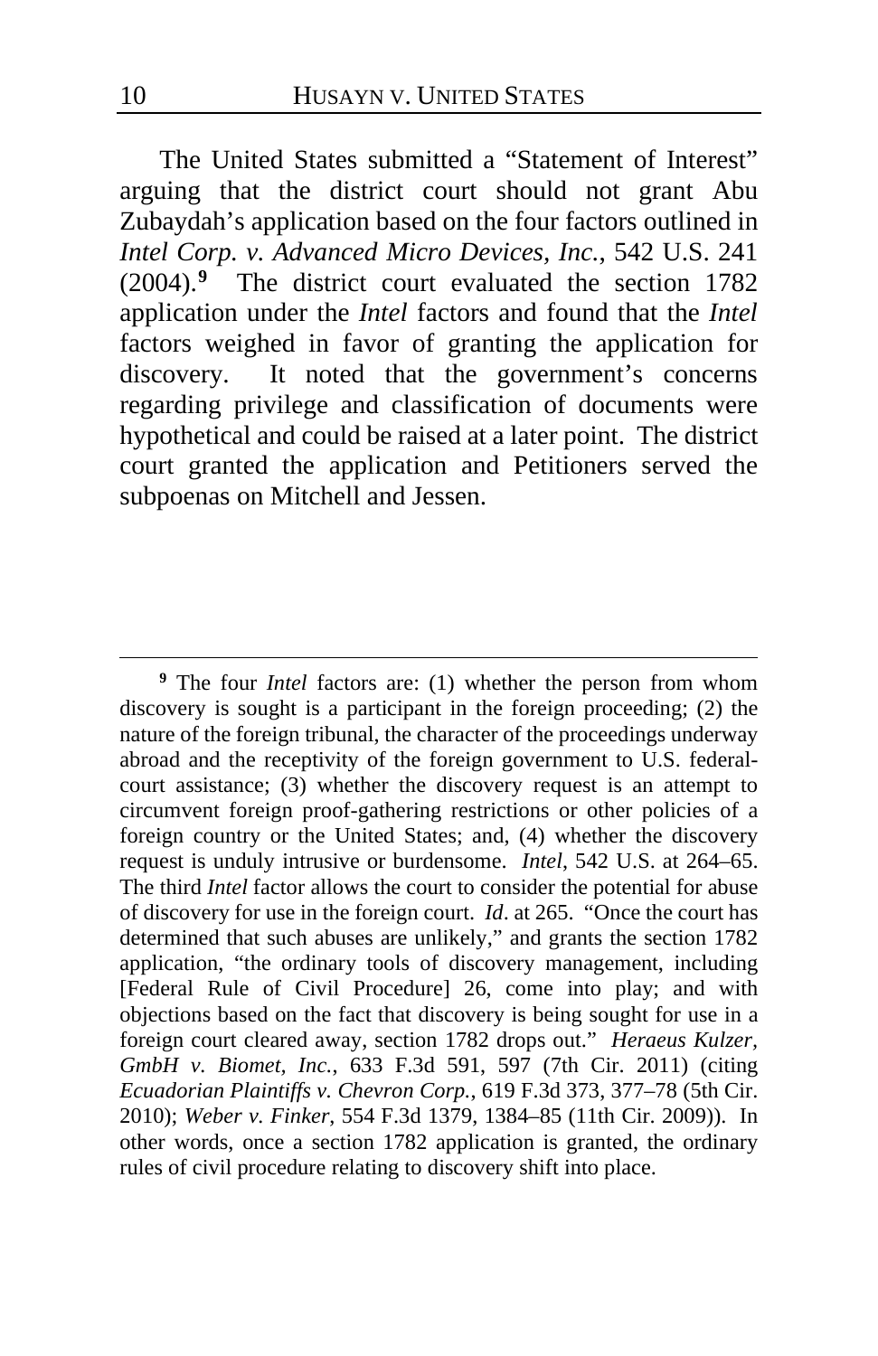The United States submitted a "Statement of Interest" arguing that the district court should not grant Abu Zubaydah's application based on the four factors outlined in *Intel Corp. v. Advanced Micro Devices, Inc.*, 542 U.S. 241 (2004).[9] The district court evaluated the section 1782 application under the *Intel* factors and found that the *Intel* factors weighed in favor of granting the application for discovery. It noted that the government's concerns regarding privilege and classification of documents were hypothetical and could be raised at a later point. The district court granted the application and Petitioners served the subpoenas on Mitchell and Jessen.

---

[9] The four *Intel* factors are: (1) whether the person from whom discovery is sought is a participant in the foreign proceeding; (2) the nature of the foreign tribunal, the character of the proceedings underway abroad and the receptivity of the foreign government to U.S. federal-court assistance; (3) whether the discovery request is an attempt to circumvent foreign proof-gathering restrictions or other policies of a foreign country or the United States; and, (4) whether the discovery request is unduly intrusive or burdensome. *Intel*, 542 U.S. at 264–65. The third *Intel* factor allows the court to consider the potential for abuse of discovery for use in the foreign court. *Id*. at 265. "Once the court has determined that such abuses are unlikely," and grants the section 1782 application, "the ordinary tools of discovery management, including [Federal Rule of Civil Procedure] 26, come into play; and with objections based on the fact that discovery is being sought for use in a foreign court cleared away, section 1782 drops out." *Heraeus Kulzer, GmbH v. Biomet, Inc.*, 633 F.3d 591, 597 (7th Cir. 2011) (citing *Ecuadorian Plaintiffs v. Chevron Corp.*, 619 F.3d 373, 377–78 (5th Cir. 2010); *Weber v. Finker*, 554 F.3d 1379, 1384–85 (11th Cir. 2009)). In other words, once a section 1782 application is granted, the ordinary rules of civil procedure relating to discovery shift into place.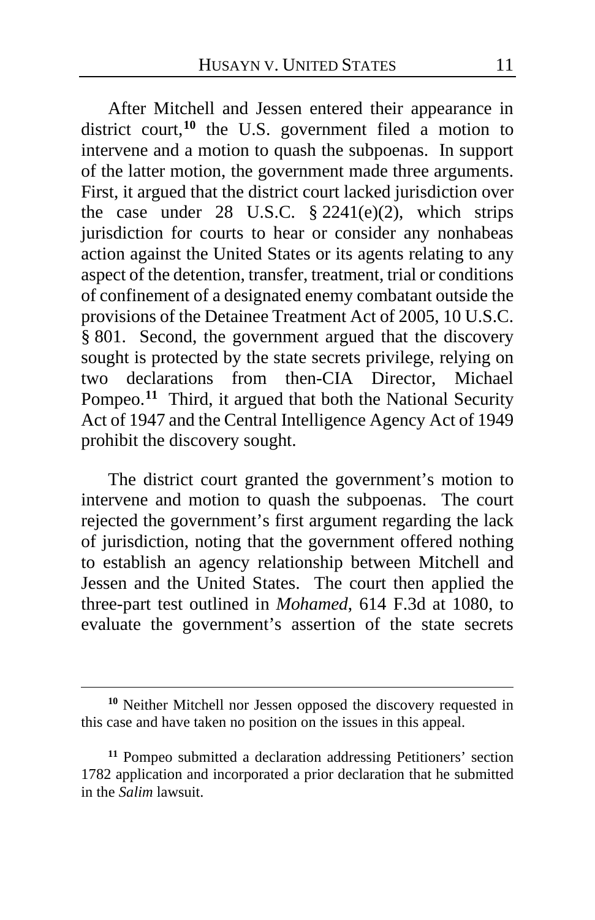After Mitchell and Jessen entered their appearance in district court,[10] the U.S. government filed a motion to intervene and a motion to quash the subpoenas. In support of the latter motion, the government made three arguments. First, it argued that the district court lacked jurisdiction over the case under 28 U.S.C. § 2241(e)(2), which strips jurisdiction for courts to hear or consider any nonhabeas action against the United States or its agents relating to any aspect of the detention, transfer, treatment, trial or conditions of confinement of a designated enemy combatant outside the provisions of the Detainee Treatment Act of 2005, 10 U.S.C. § 801. Second, the government argued that the discovery sought is protected by the state secrets privilege, relying on two declarations from then-CIA Director, Michael Pompeo.[11] Third, it argued that both the National Security Act of 1947 and the Central Intelligence Agency Act of 1949 prohibit the discovery sought.

The district court granted the government's motion to intervene and motion to quash the subpoenas. The court rejected the government's first argument regarding the lack of jurisdiction, noting that the government offered nothing to establish an agency relationship between Mitchell and Jessen and the United States. The court then applied the three-part test outlined in *Mohamed*, 614 F.3d at 1080, to evaluate the government's assertion of the state secrets

---

[10] Neither Mitchell nor Jessen opposed the discovery requested in this case and have taken no position on the issues in this appeal.

[11] Pompeo submitted a declaration addressing Petitioners' section 1782 application and incorporated a prior declaration that he submitted in the *Salim* lawsuit.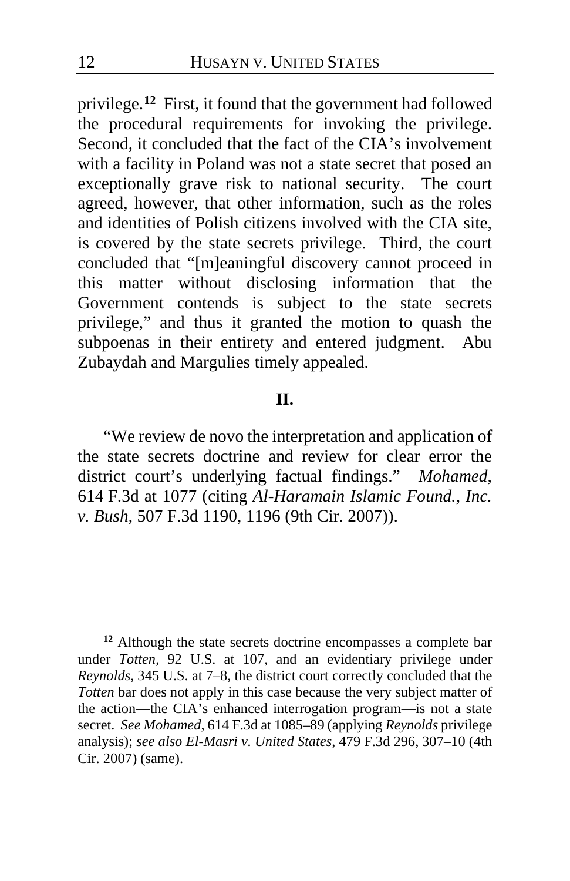privilege.[12] First, it found that the government had followed the procedural requirements for invoking the privilege. Second, it concluded that the fact of the CIA's involvement with a facility in Poland was not a state secret that posed an exceptionally grave risk to national security. The court agreed, however, that other information, such as the roles and identities of Polish citizens involved with the CIA site, is covered by the state secrets privilege. Third, the court concluded that "[m]eaningful discovery cannot proceed in this matter without disclosing information that the Government contends is subject to the state secrets privilege," and thus it granted the motion to quash the subpoenas in their entirety and entered judgment. Abu Zubaydah and Margulies timely appealed.

## II.

"We review de novo the interpretation and application of the state secrets doctrine and review for clear error the district court's underlying factual findings." *Mohamed*, 614 F.3d at 1077 (citing *Al-Haramain Islamic Found., Inc. v. Bush*, 507 F.3d 1190, 1196 (9th Cir. 2007)).

---

[12] Although the state secrets doctrine encompasses a complete bar under *Totten*, 92 U.S. at 107, and an evidentiary privilege under *Reynolds*, 345 U.S. at 7–8, the district court correctly concluded that the *Totten* bar does not apply in this case because the very subject matter of the action—the CIA's enhanced interrogation program—is not a state secret. *See Mohamed*, 614 F.3d at 1085–89 (applying *Reynolds* privilege analysis); *see also El-Masri v. United States*, 479 F.3d 296, 307–10 (4th Cir. 2007) (same).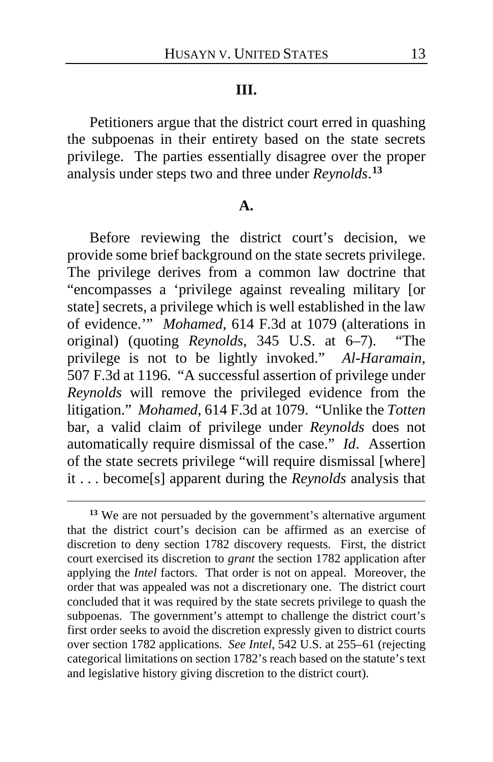### III.

Petitioners argue that the district court erred in quashing the subpoenas in their entirety based on the state secrets privilege. The parties essentially disagree over the proper analysis under steps two and three under *Reynolds*.[13]

### A.

Before reviewing the district court's decision, we provide some brief background on the state secrets privilege. The privilege derives from a common law doctrine that "encompasses a 'privilege against revealing military [or state] secrets, a privilege which is well established in the law of evidence.'" *Mohamed*, 614 F.3d at 1079 (alterations in original) (quoting *Reynolds*, 345 U.S. at 6–7). "The privilege is not to be lightly invoked." *Al-Haramain*, 507 F.3d at 1196. "A successful assertion of privilege under *Reynolds* will remove the privileged evidence from the litigation." *Mohamed*, 614 F.3d at 1079. "Unlike the *Totten* bar, a valid claim of privilege under *Reynolds* does not automatically require dismissal of the case." *Id*. Assertion of the state secrets privilege "will require dismissal [where] it . . . become[s] apparent during the *Reynolds* analysis that

---

[13] We are not persuaded by the government's alternative argument that the district court's decision can be affirmed as an exercise of discretion to deny section 1782 discovery requests. First, the district court exercised its discretion to *grant* the section 1782 application after applying the *Intel* factors. That order is not on appeal. Moreover, the order that was appealed was not a discretionary one. The district court concluded that it was required by the state secrets privilege to quash the subpoenas. The government's attempt to challenge the district court's first order seeks to avoid the discretion expressly given to district courts over section 1782 applications. *See Intel*, 542 U.S. at 255–61 (rejecting categorical limitations on section 1782's reach based on the statute's text and legislative history giving discretion to the district court).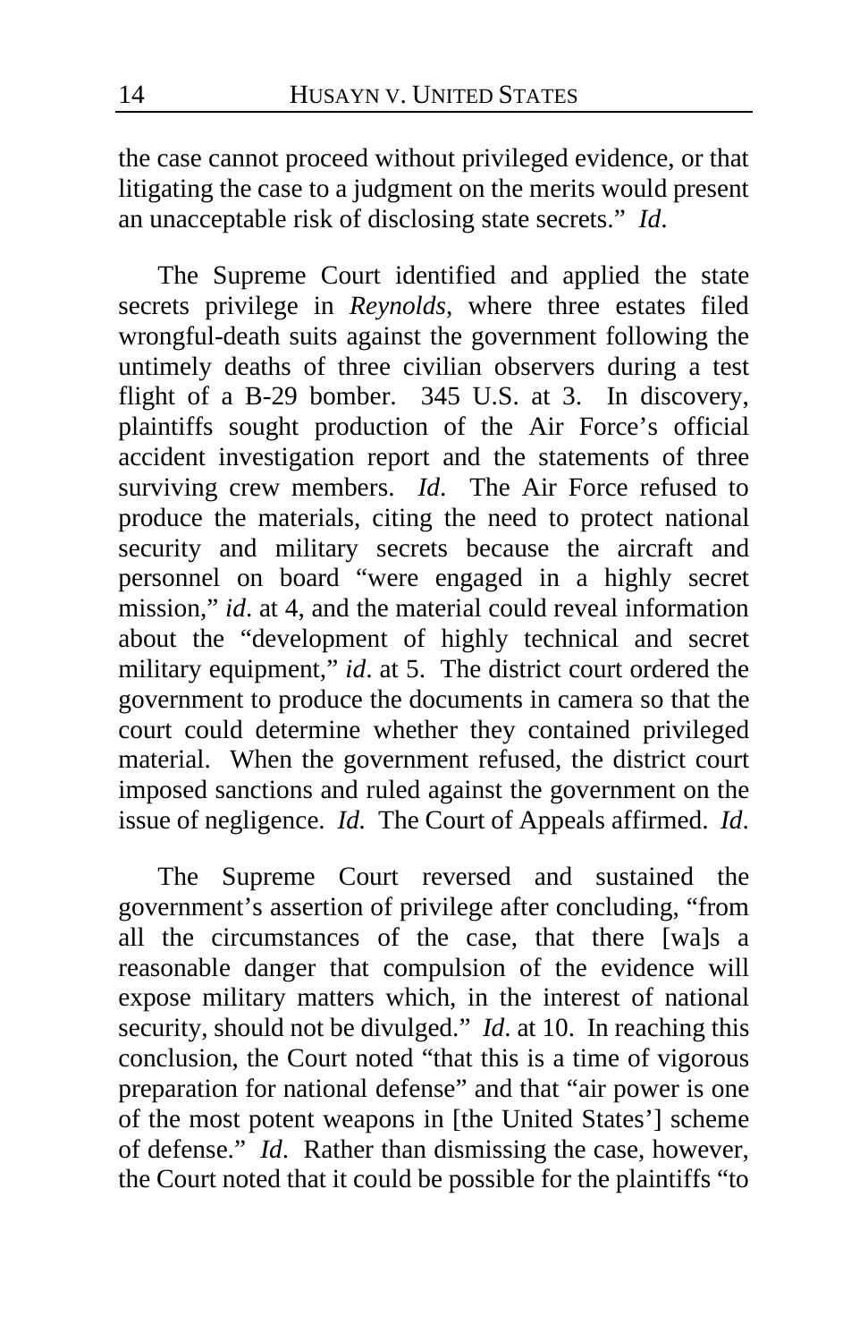the case cannot proceed without privileged evidence, or that litigating the case to a judgment on the merits would present an unacceptable risk of disclosing state secrets." *Id*.

The Supreme Court identified and applied the state secrets privilege in *Reynolds*, where three estates filed wrongful-death suits against the government following the untimely deaths of three civilian observers during a test flight of a B-29 bomber. 345 U.S. at 3. In discovery, plaintiffs sought production of the Air Force's official accident investigation report and the statements of three surviving crew members. *Id*. The Air Force refused to produce the materials, citing the need to protect national security and military secrets because the aircraft and personnel on board "were engaged in a highly secret mission," *id*. at 4, and the material could reveal information about the "development of highly technical and secret military equipment," *id*. at 5. The district court ordered the government to produce the documents in camera so that the court could determine whether they contained privileged material. When the government refused, the district court imposed sanctions and ruled against the government on the issue of negligence. *Id.* The Court of Appeals affirmed. *Id*.

The Supreme Court reversed and sustained the government's assertion of privilege after concluding, "from all the circumstances of the case, that there [wa]s a reasonable danger that compulsion of the evidence will expose military matters which, in the interest of national security, should not be divulged." *Id*. at 10. In reaching this conclusion, the Court noted "that this is a time of vigorous preparation for national defense" and that "air power is one of the most potent weapons in [the United States'] scheme of defense." *Id*. Rather than dismissing the case, however, the Court noted that it could be possible for the plaintiffs "to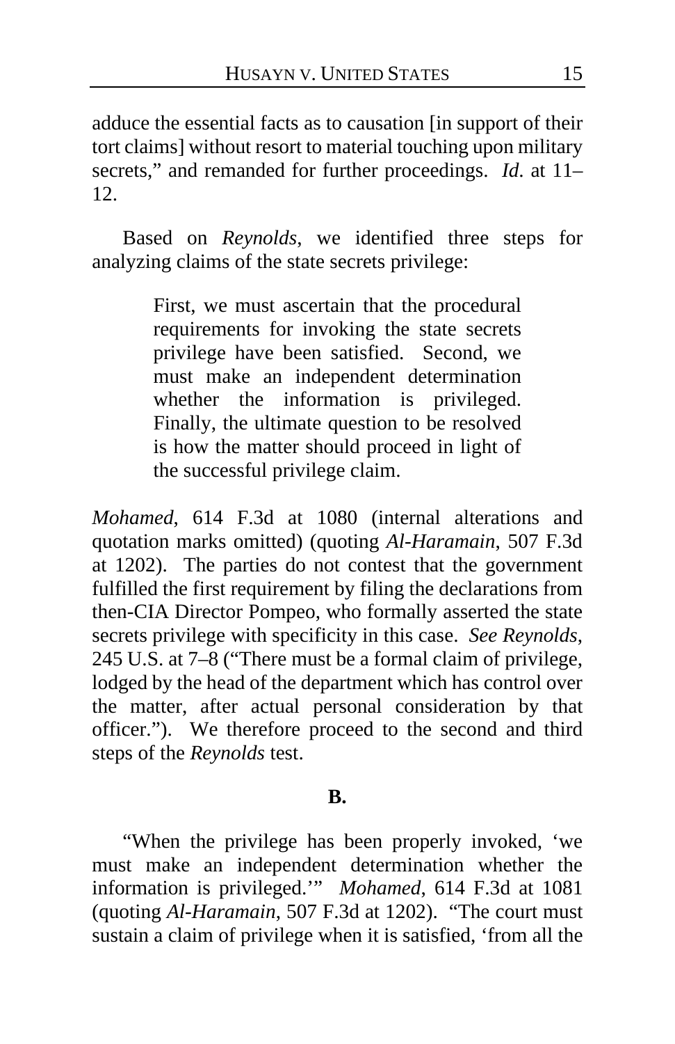adduce the essential facts as to causation [in support of their tort claims] without resort to material touching upon military secrets," and remanded for further proceedings. *Id.* at 11–12.

Based on *Reynolds*, we identified three steps for analyzing claims of the state secrets privilege:

> First, we must ascertain that the procedural requirements for invoking the state secrets privilege have been satisfied. Second, we must make an independent determination whether the information is privileged. Finally, the ultimate question to be resolved is how the matter should proceed in light of the successful privilege claim.

*Mohamed*, 614 F.3d at 1080 (internal alterations and quotation marks omitted) (quoting *Al-Haramain*, 507 F.3d at 1202). The parties do not contest that the government fulfilled the first requirement by filing the declarations from then-CIA Director Pompeo, who formally asserted the state secrets privilege with specificity in this case. *See Reynolds*, 245 U.S. at 7–8 ("There must be a formal claim of privilege, lodged by the head of the department which has control over the matter, after actual personal consideration by that officer."). We therefore proceed to the second and third steps of the *Reynolds* test.

**B.**

"When the privilege has been properly invoked, 'we must make an independent determination whether the information is privileged.'" *Mohamed*, 614 F.3d at 1081 (quoting *Al-Haramain*, 507 F.3d at 1202). "The court must sustain a claim of privilege when it is satisfied, 'from all the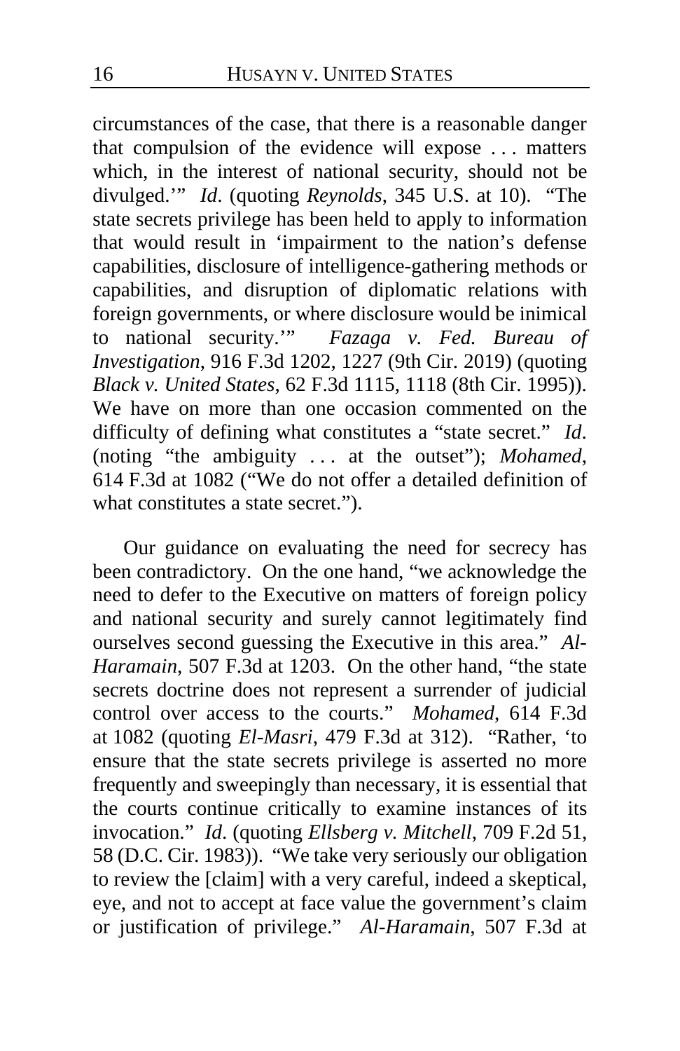circumstances of the case, that there is a reasonable danger that compulsion of the evidence will expose . . . matters which, in the interest of national security, should not be divulged.'" *Id*. (quoting *Reynolds*, 345 U.S. at 10). "The state secrets privilege has been held to apply to information that would result in 'impairment to the nation's defense capabilities, disclosure of intelligence-gathering methods or capabilities, and disruption of diplomatic relations with foreign governments, or where disclosure would be inimical to national security.'" *Fazaga v. Fed. Bureau of Investigation*, 916 F.3d 1202, 1227 (9th Cir. 2019) (quoting *Black v. United States*, 62 F.3d 1115, 1118 (8th Cir. 1995)). We have on more than one occasion commented on the difficulty of defining what constitutes a "state secret." *Id*. (noting "the ambiguity . . . at the outset"); *Mohamed*, 614 F.3d at 1082 ("We do not offer a detailed definition of what constitutes a state secret.").

Our guidance on evaluating the need for secrecy has been contradictory. On the one hand, "we acknowledge the need to defer to the Executive on matters of foreign policy and national security and surely cannot legitimately find ourselves second guessing the Executive in this area." *Al-Haramain*, 507 F.3d at 1203. On the other hand, "the state secrets doctrine does not represent a surrender of judicial control over access to the courts." *Mohamed*, 614 F.3d at 1082 (quoting *El-Masri*, 479 F.3d at 312). "Rather, 'to ensure that the state secrets privilege is asserted no more frequently and sweepingly than necessary, it is essential that the courts continue critically to examine instances of its invocation." *Id*. (quoting *Ellsberg v. Mitchell*, 709 F.2d 51, 58 (D.C. Cir. 1983)). "We take very seriously our obligation to review the [claim] with a very careful, indeed a skeptical, eye, and not to accept at face value the government's claim or justification of privilege." *Al-Haramain*, 507 F.3d at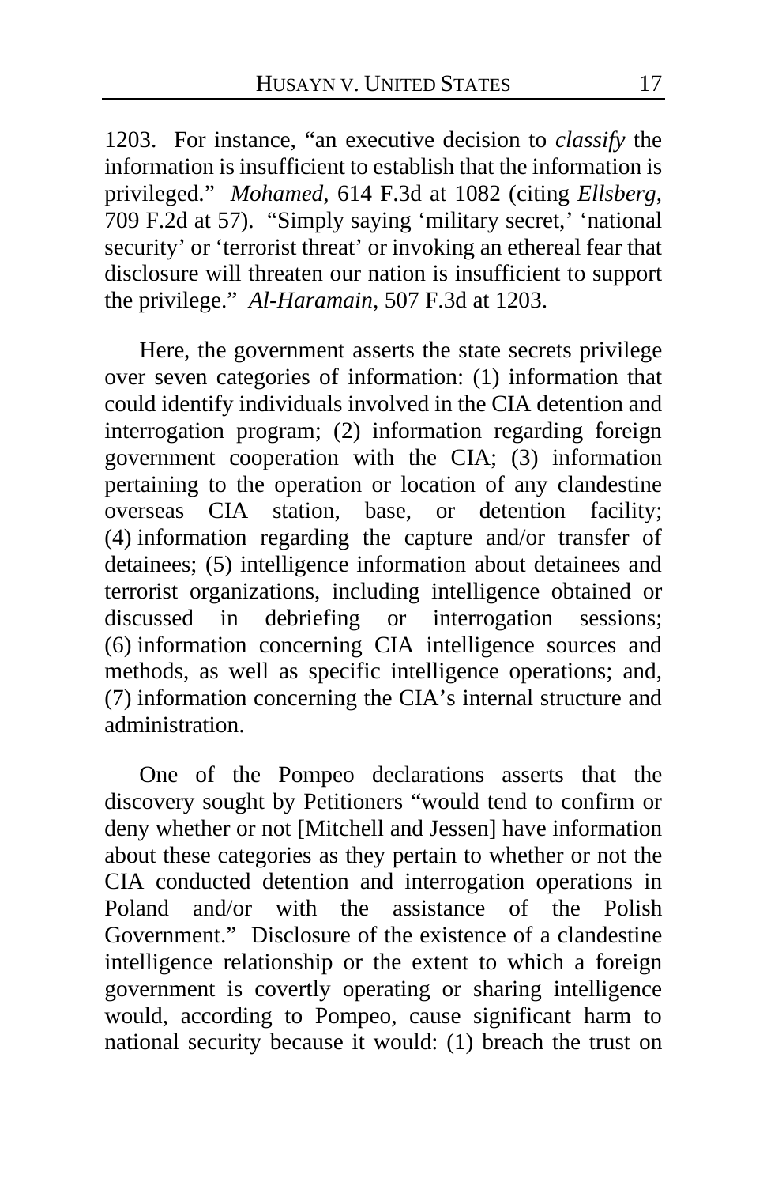1203. For instance, "an executive decision to *classify* the information is insufficient to establish that the information is privileged." *Mohamed*, 614 F.3d at 1082 (citing *Ellsberg*, 709 F.2d at 57). "Simply saying 'military secret,' 'national security' or 'terrorist threat' or invoking an ethereal fear that disclosure will threaten our nation is insufficient to support the privilege." *Al-Haramain*, 507 F.3d at 1203.

Here, the government asserts the state secrets privilege over seven categories of information: (1) information that could identify individuals involved in the CIA detention and interrogation program; (2) information regarding foreign government cooperation with the CIA; (3) information pertaining to the operation or location of any clandestine overseas CIA station, base, or detention facility; (4) information regarding the capture and/or transfer of detainees; (5) intelligence information about detainees and terrorist organizations, including intelligence obtained or discussed in debriefing or interrogation sessions; (6) information concerning CIA intelligence sources and methods, as well as specific intelligence operations; and, (7) information concerning the CIA's internal structure and administration.

One of the Pompeo declarations asserts that the discovery sought by Petitioners "would tend to confirm or deny whether or not [Mitchell and Jessen] have information about these categories as they pertain to whether or not the CIA conducted detention and interrogation operations in Poland and/or with the assistance of the Polish Government." Disclosure of the existence of a clandestine intelligence relationship or the extent to which a foreign government is covertly operating or sharing intelligence would, according to Pompeo, cause significant harm to national security because it would: (1) breach the trust on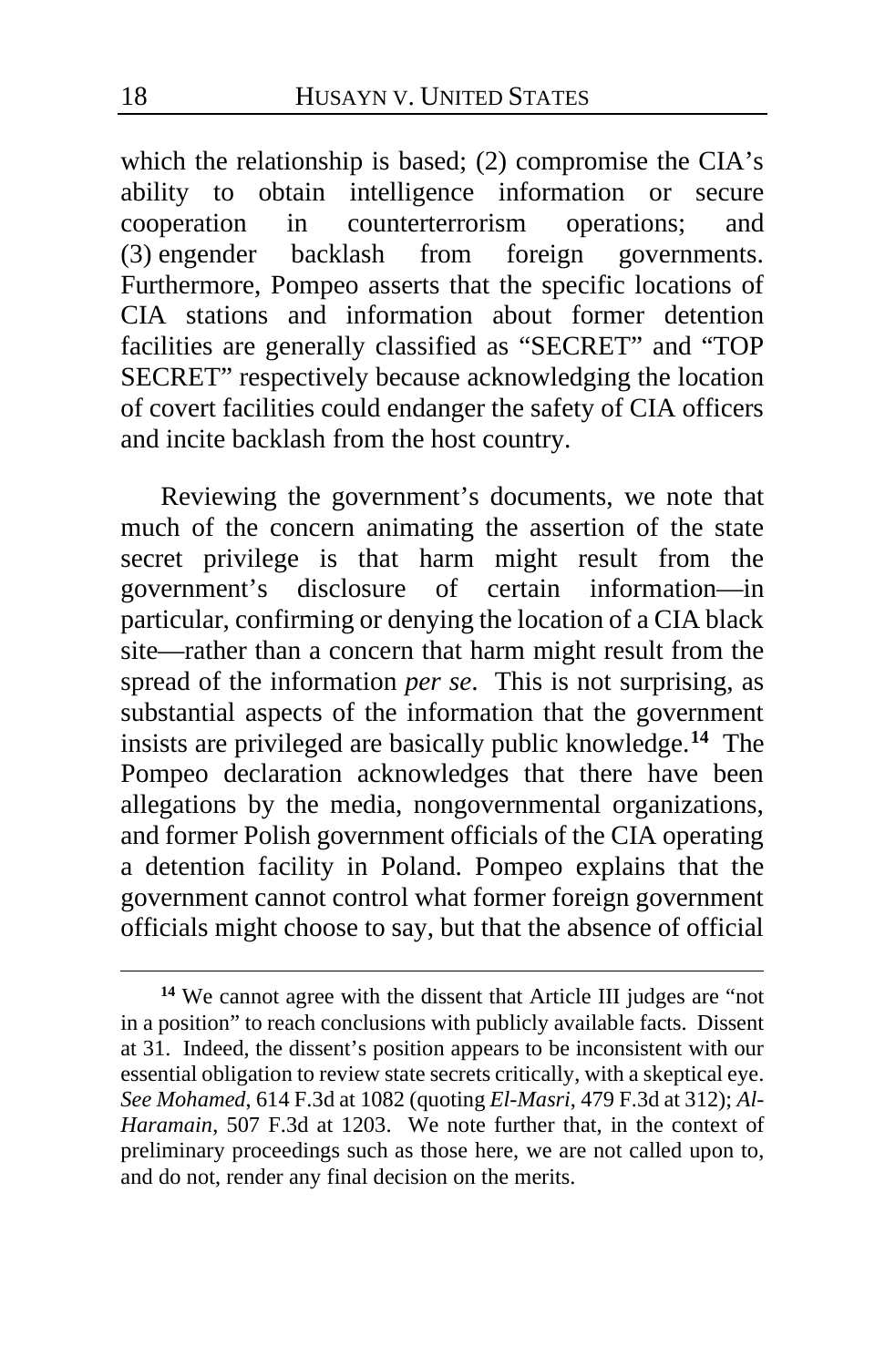which the relationship is based; (2) compromise the CIA's ability to obtain intelligence information or secure cooperation in counterterrorism operations; and (3) engender backlash from foreign governments. Furthermore, Pompeo asserts that the specific locations of CIA stations and information about former detention facilities are generally classified as "SECRET" and "TOP SECRET" respectively because acknowledging the location of covert facilities could endanger the safety of CIA officers and incite backlash from the host country.

Reviewing the government's documents, we note that much of the concern animating the assertion of the state secret privilege is that harm might result from the government's disclosure of certain information—in particular, confirming or denying the location of a CIA black site—rather than a concern that harm might result from the spread of the information *per se*. This is not surprising, as substantial aspects of the information that the government insists are privileged are basically public knowledge.[14] The Pompeo declaration acknowledges that there have been allegations by the media, nongovernmental organizations, and former Polish government officials of the CIA operating a detention facility in Poland. Pompeo explains that the government cannot control what former foreign government officials might choose to say, but that the absence of official

---

[14] We cannot agree with the dissent that Article III judges are "not in a position" to reach conclusions with publicly available facts. Dissent at 31. Indeed, the dissent's position appears to be inconsistent with our essential obligation to review state secrets critically, with a skeptical eye. *See Mohamed*, 614 F.3d at 1082 (quoting *El-Masri*, 479 F.3d at 312); *Al-Haramain*, 507 F.3d at 1203. We note further that, in the context of preliminary proceedings such as those here, we are not called upon to, and do not, render any final decision on the merits.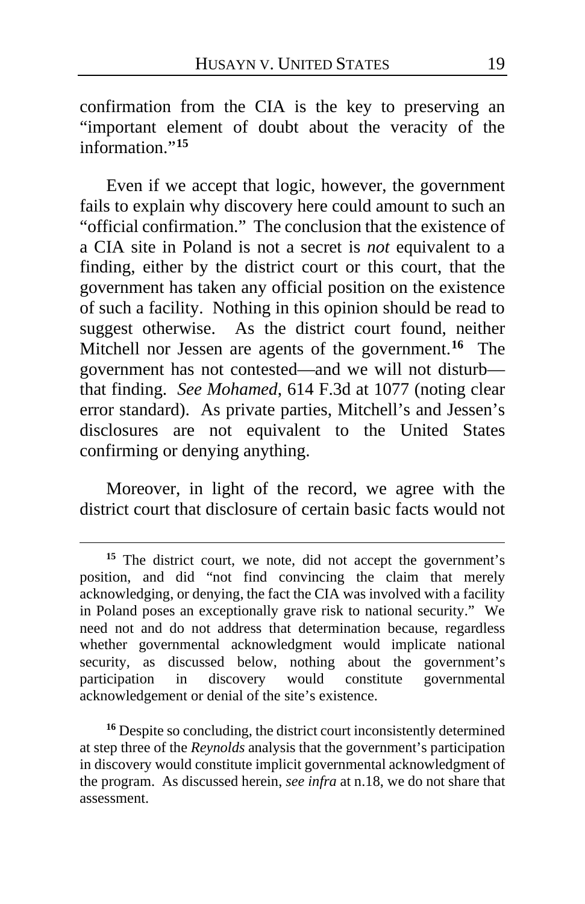confirmation from the CIA is the key to preserving an "important element of doubt about the veracity of the information."[15]

Even if we accept that logic, however, the government fails to explain why discovery here could amount to such an "official confirmation." The conclusion that the existence of a CIA site in Poland is not a secret is *not* equivalent to a finding, either by the district court or this court, that the government has taken any official position on the existence of such a facility. Nothing in this opinion should be read to suggest otherwise. As the district court found, neither Mitchell nor Jessen are agents of the government.[16] The government has not contested—and we will not disturb—that finding. *See Mohamed*, 614 F.3d at 1077 (noting clear error standard). As private parties, Mitchell's and Jessen's disclosures are not equivalent to the United States confirming or denying anything.

Moreover, in light of the record, we agree with the district court that disclosure of certain basic facts would not

---

[15] The district court, we note, did not accept the government's position, and did "not find convincing the claim that merely acknowledging, or denying, the fact the CIA was involved with a facility in Poland poses an exceptionally grave risk to national security." We need not and do not address that determination because, regardless whether governmental acknowledgment would implicate national security, as discussed below, nothing about the government's participation in discovery would constitute governmental acknowledgement or denial of the site's existence.

[16] Despite so concluding, the district court inconsistently determined at step three of the *Reynolds* analysis that the government's participation in discovery would constitute implicit governmental acknowledgment of the program. As discussed herein, *see infra* at n.18, we do not share that assessment.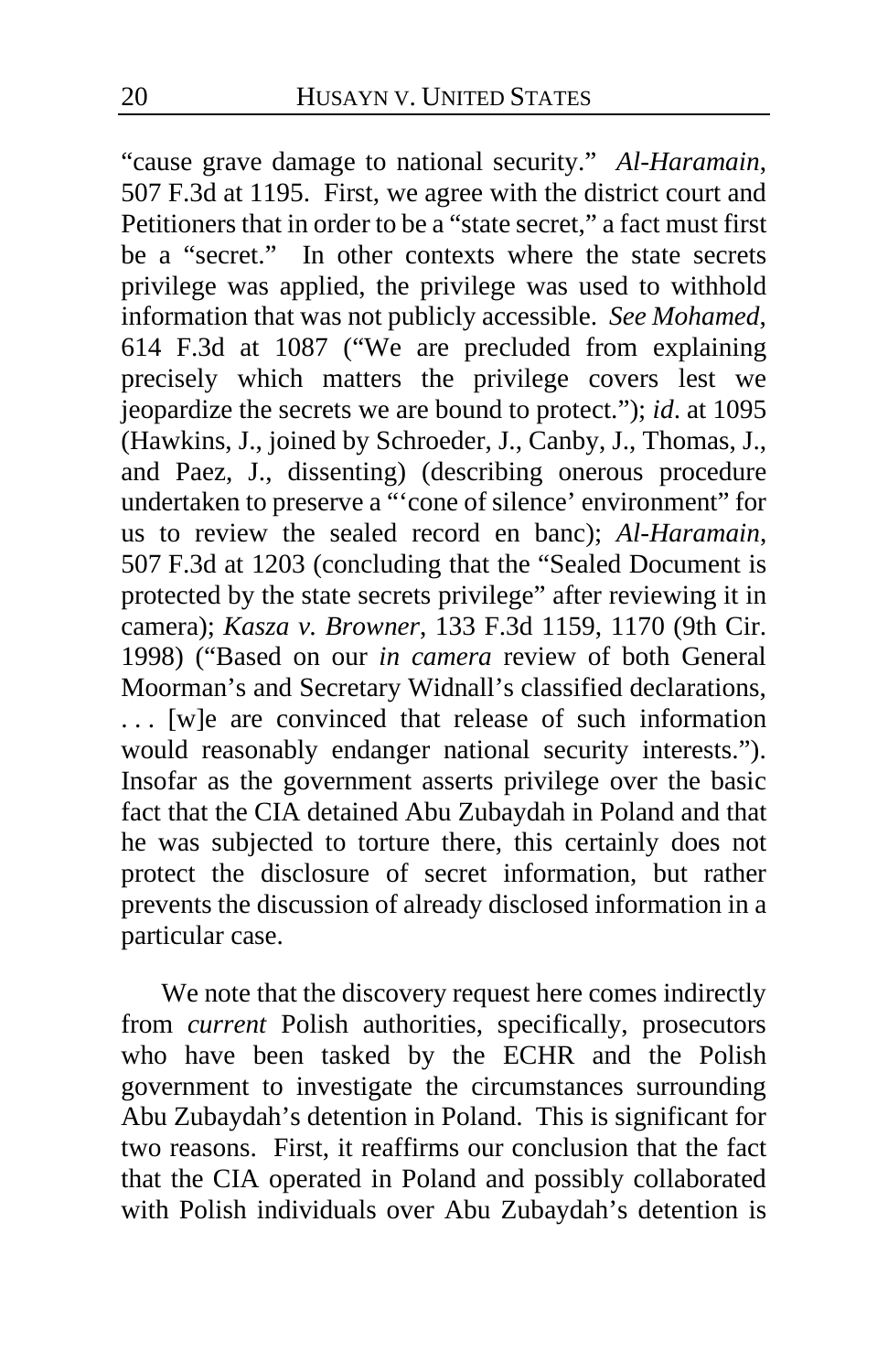"cause grave damage to national security." *Al-Haramain*, 507 F.3d at 1195. First, we agree with the district court and Petitioners that in order to be a "state secret," a fact must first be a "secret." In other contexts where the state secrets privilege was applied, the privilege was used to withhold information that was not publicly accessible. *See Mohamed*, 614 F.3d at 1087 ("We are precluded from explaining precisely which matters the privilege covers lest we jeopardize the secrets we are bound to protect."); *id*. at 1095 (Hawkins, J., joined by Schroeder, J., Canby, J., Thomas, J., and Paez, J., dissenting) (describing onerous procedure undertaken to preserve a "'cone of silence' environment" for us to review the sealed record en banc); *Al-Haramain*, 507 F.3d at 1203 (concluding that the "Sealed Document is protected by the state secrets privilege" after reviewing it in camera); *Kasza v. Browner*, 133 F.3d 1159, 1170 (9th Cir. 1998) ("Based on our *in camera* review of both General Moorman's and Secretary Widnall's classified declarations, . . . [w]e are convinced that release of such information would reasonably endanger national security interests."). Insofar as the government asserts privilege over the basic fact that the CIA detained Abu Zubaydah in Poland and that he was subjected to torture there, this certainly does not protect the disclosure of secret information, but rather prevents the discussion of already disclosed information in a particular case.

We note that the discovery request here comes indirectly from *current* Polish authorities, specifically, prosecutors who have been tasked by the ECHR and the Polish government to investigate the circumstances surrounding Abu Zubaydah's detention in Poland. This is significant for two reasons. First, it reaffirms our conclusion that the fact that the CIA operated in Poland and possibly collaborated with Polish individuals over Abu Zubaydah's detention is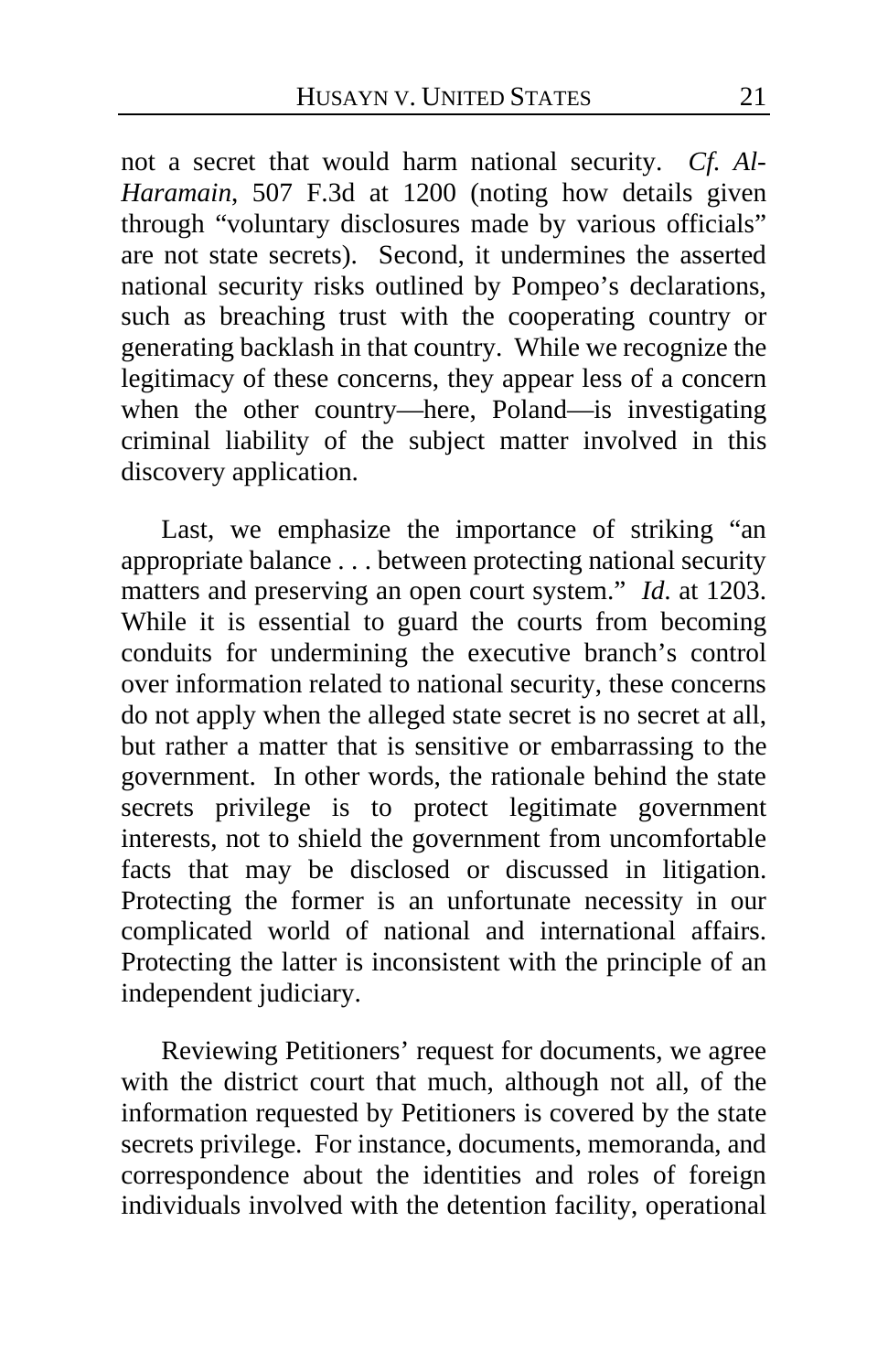not a secret that would harm national security. *Cf. Al-Haramain*, 507 F.3d at 1200 (noting how details given through "voluntary disclosures made by various officials" are not state secrets). Second, it undermines the asserted national security risks outlined by Pompeo's declarations, such as breaching trust with the cooperating country or generating backlash in that country. While we recognize the legitimacy of these concerns, they appear less of a concern when the other country—here, Poland—is investigating criminal liability of the subject matter involved in this discovery application.

Last, we emphasize the importance of striking "an appropriate balance . . . between protecting national security matters and preserving an open court system." *Id.* at 1203. While it is essential to guard the courts from becoming conduits for undermining the executive branch's control over information related to national security, these concerns do not apply when the alleged state secret is no secret at all, but rather a matter that is sensitive or embarrassing to the government. In other words, the rationale behind the state secrets privilege is to protect legitimate government interests, not to shield the government from uncomfortable facts that may be disclosed or discussed in litigation. Protecting the former is an unfortunate necessity in our complicated world of national and international affairs. Protecting the latter is inconsistent with the principle of an independent judiciary.

Reviewing Petitioners' request for documents, we agree with the district court that much, although not all, of the information requested by Petitioners is covered by the state secrets privilege. For instance, documents, memoranda, and correspondence about the identities and roles of foreign individuals involved with the detention facility, operational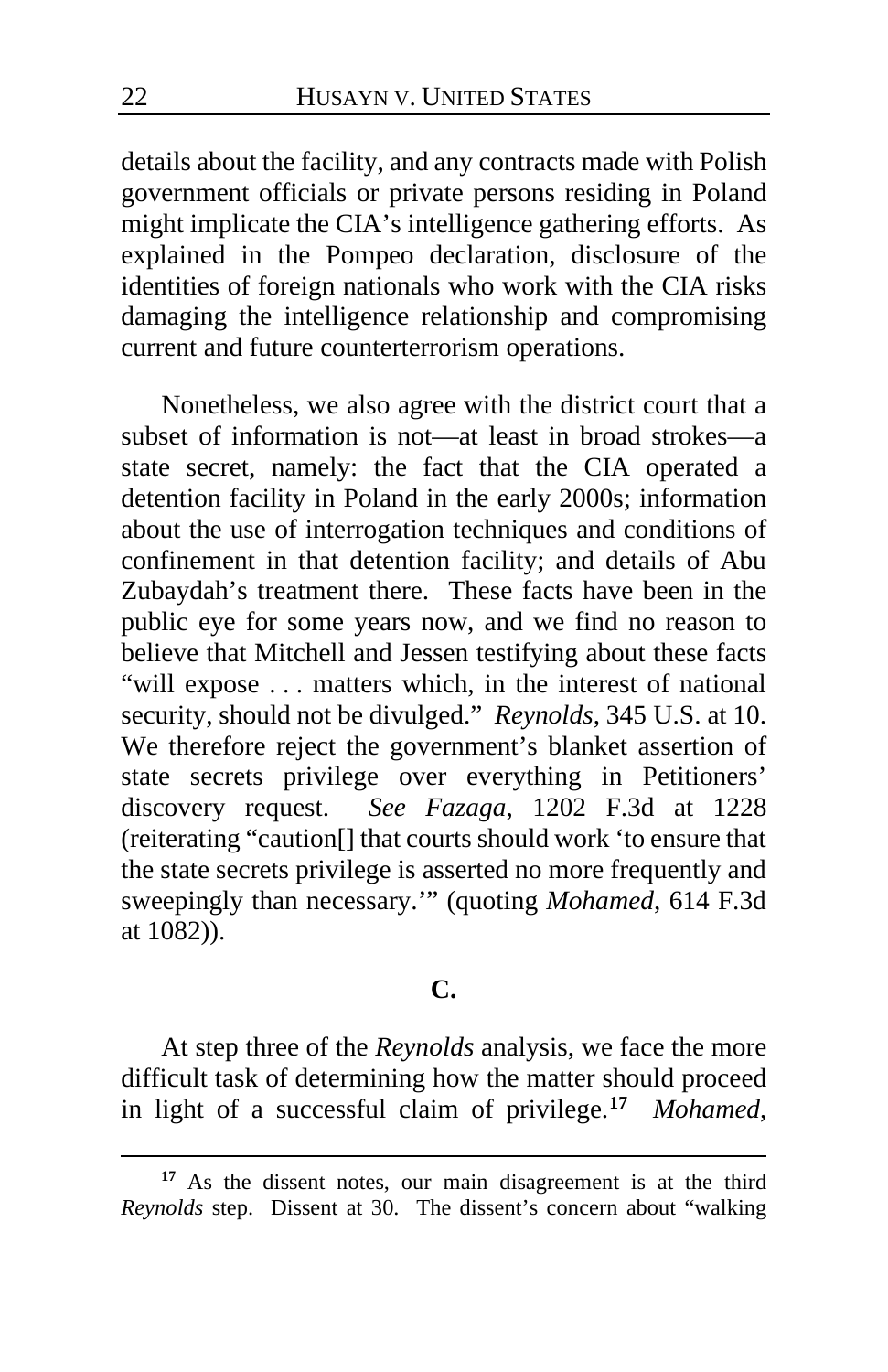details about the facility, and any contracts made with Polish government officials or private persons residing in Poland might implicate the CIA's intelligence gathering efforts. As explained in the Pompeo declaration, disclosure of the identities of foreign nationals who work with the CIA risks damaging the intelligence relationship and compromising current and future counterterrorism operations.

Nonetheless, we also agree with the district court that a subset of information is not—at least in broad strokes—a state secret, namely: the fact that the CIA operated a detention facility in Poland in the early 2000s; information about the use of interrogation techniques and conditions of confinement in that detention facility; and details of Abu Zubaydah's treatment there. These facts have been in the public eye for some years now, and we find no reason to believe that Mitchell and Jessen testifying about these facts "will expose . . . matters which, in the interest of national security, should not be divulged." *Reynolds*, 345 U.S. at 10. We therefore reject the government's blanket assertion of state secrets privilege over everything in Petitioners' discovery request. *See Fazaga*, 1202 F.3d at 1228 (reiterating "caution[] that courts should work 'to ensure that the state secrets privilege is asserted no more frequently and sweepingly than necessary.'" (quoting *Mohamed*, 614 F.3d at 1082)).

### C.

At step three of the *Reynolds* analysis, we face the more difficult task of determining how the matter should proceed in light of a successful claim of privilege.[17] *Mohamed*,

[17] As the dissent notes, our main disagreement is at the third *Reynolds* step. Dissent at 30. The dissent's concern about "walking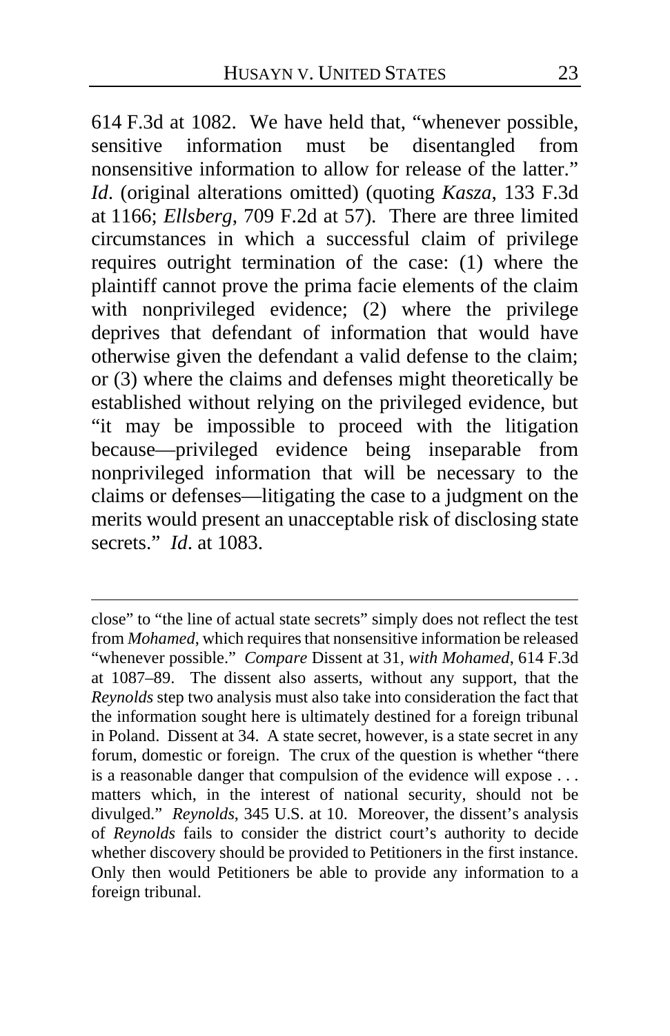614 F.3d at 1082. We have held that, "whenever possible, sensitive information must be disentangled from nonsensitive information to allow for release of the latter." *Id*. (original alterations omitted) (quoting *Kasza*, 133 F.3d at 1166; *Ellsberg*, 709 F.2d at 57). There are three limited circumstances in which a successful claim of privilege requires outright termination of the case: (1) where the plaintiff cannot prove the prima facie elements of the claim with nonprivileged evidence; (2) where the privilege deprives that defendant of information that would have otherwise given the defendant a valid defense to the claim; or (3) where the claims and defenses might theoretically be established without relying on the privileged evidence, but "it may be impossible to proceed with the litigation because—privileged evidence being inseparable from nonprivileged information that will be necessary to the claims or defenses—litigating the case to a judgment on the merits would present an unacceptable risk of disclosing state secrets." *Id*. at 1083.

---

close" to "the line of actual state secrets" simply does not reflect the test from *Mohamed*, which requires that nonsensitive information be released "whenever possible." *Compare* Dissent at 31, *with Mohamed*, 614 F.3d at 1087–89. The dissent also asserts, without any support, that the *Reynolds* step two analysis must also take into consideration the fact that the information sought here is ultimately destined for a foreign tribunal in Poland. Dissent at 34. A state secret, however, is a state secret in any forum, domestic or foreign. The crux of the question is whether "there is a reasonable danger that compulsion of the evidence will expose . . . matters which, in the interest of national security, should not be divulged." *Reynolds*, 345 U.S. at 10. Moreover, the dissent's analysis of *Reynolds* fails to consider the district court's authority to decide whether discovery should be provided to Petitioners in the first instance. Only then would Petitioners be able to provide any information to a foreign tribunal.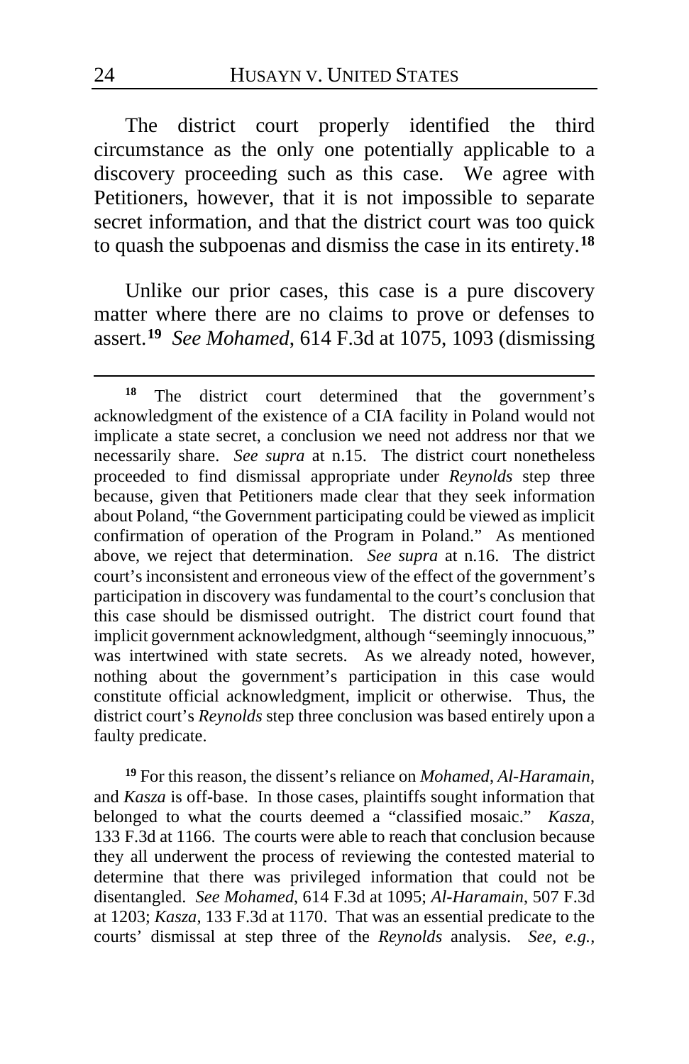The district court properly identified the third circumstance as the only one potentially applicable to a discovery proceeding such as this case. We agree with Petitioners, however, that it is not impossible to separate secret information, and that the district court was too quick to quash the subpoenas and dismiss the case in its entirety.[18]

Unlike our prior cases, this case is a pure discovery matter where there are no claims to prove or defenses to assert.[19] *See Mohamed*, 614 F.3d at 1075, 1093 (dismissing

---

[18] The district court determined that the government's acknowledgment of the existence of a CIA facility in Poland would not implicate a state secret, a conclusion we need not address nor that we necessarily share. *See supra* at n.15. The district court nonetheless proceeded to find dismissal appropriate under *Reynolds* step three because, given that Petitioners made clear that they seek information about Poland, "the Government participating could be viewed as implicit confirmation of operation of the Program in Poland." As mentioned above, we reject that determination. *See supra* at n.16. The district court's inconsistent and erroneous view of the effect of the government's participation in discovery was fundamental to the court's conclusion that this case should be dismissed outright. The district court found that implicit government acknowledgment, although "seemingly innocuous," was intertwined with state secrets. As we already noted, however, nothing about the government's participation in this case would constitute official acknowledgment, implicit or otherwise. Thus, the district court's *Reynolds* step three conclusion was based entirely upon a faulty predicate.

[19] For this reason, the dissent's reliance on *Mohamed*, *Al-Haramain*, and *Kasza* is off-base. In those cases, plaintiffs sought information that belonged to what the courts deemed a "classified mosaic." *Kasza*, 133 F.3d at 1166. The courts were able to reach that conclusion because they all underwent the process of reviewing the contested material to determine that there was privileged information that could not be disentangled. *See Mohamed*, 614 F.3d at 1095; *Al-Haramain*, 507 F.3d at 1203; *Kasza*, 133 F.3d at 1170. That was an essential predicate to the courts' dismissal at step three of the *Reynolds* analysis. *See, e.g.*,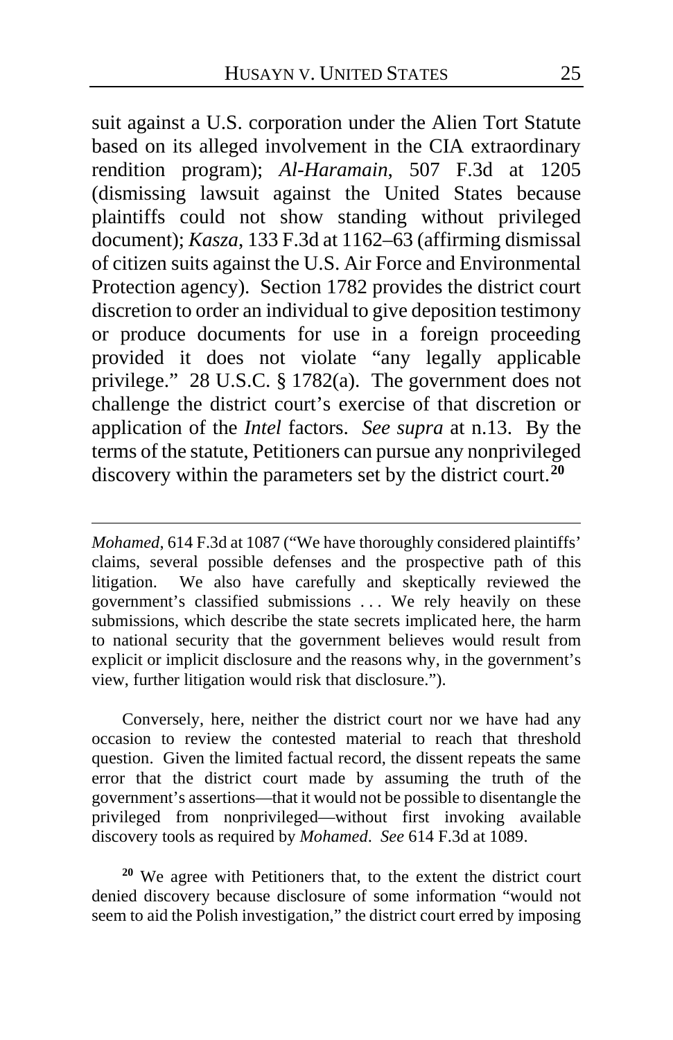suit against a U.S. corporation under the Alien Tort Statute based on its alleged involvement in the CIA extraordinary rendition program); *Al-Haramain*, 507 F.3d at 1205 (dismissing lawsuit against the United States because plaintiffs could not show standing without privileged document); *Kasza*, 133 F.3d at 1162–63 (affirming dismissal of citizen suits against the U.S. Air Force and Environmental Protection agency). Section 1782 provides the district court discretion to order an individual to give deposition testimony or produce documents for use in a foreign proceeding provided it does not violate "any legally applicable privilege." 28 U.S.C. § 1782(a). The government does not challenge the district court's exercise of that discretion or application of the *Intel* factors. *See supra* at n.13. By the terms of the statute, Petitioners can pursue any nonprivileged discovery within the parameters set by the district court.[20]

---

*Mohamed*, 614 F.3d at 1087 ("We have thoroughly considered plaintiffs' claims, several possible defenses and the prospective path of this litigation. We also have carefully and skeptically reviewed the government's classified submissions . . . We rely heavily on these submissions, which describe the state secrets implicated here, the harm to national security that the government believes would result from explicit or implicit disclosure and the reasons why, in the government's view, further litigation would risk that disclosure.").

Conversely, here, neither the district court nor we have had any occasion to review the contested material to reach that threshold question. Given the limited factual record, the dissent repeats the same error that the district court made by assuming the truth of the government's assertions—that it would not be possible to disentangle the privileged from nonprivileged—without first invoking available discovery tools as required by *Mohamed*. *See* 614 F.3d at 1089.

[20] We agree with Petitioners that, to the extent the district court denied discovery because disclosure of some information "would not seem to aid the Polish investigation," the district court erred by imposing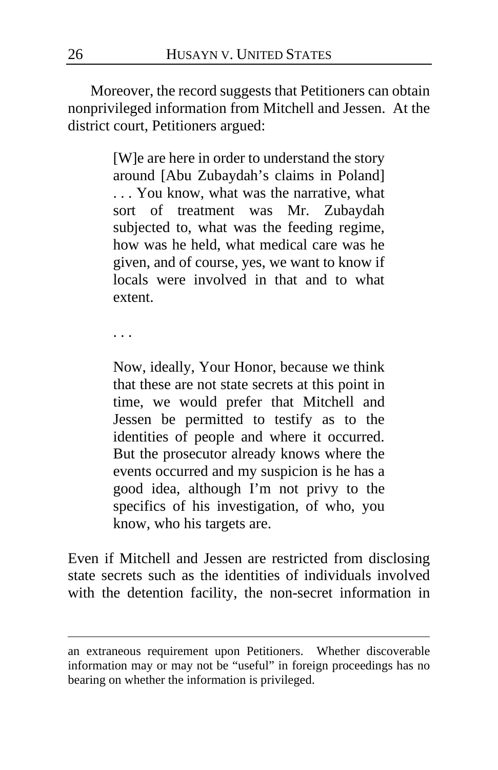Moreover, the record suggests that Petitioners can obtain nonprivileged information from Mitchell and Jessen. At the district court, Petitioners argued:

> [W]e are here in order to understand the story around [Abu Zubaydah's claims in Poland] . . . You know, what was the narrative, what sort of treatment was Mr. Zubaydah subjected to, what was the feeding regime, how was he held, what medical care was he given, and of course, yes, we want to know if locals were involved in that and to what extent.
>
> . . .
>
> Now, ideally, Your Honor, because we think that these are not state secrets at this point in time, we would prefer that Mitchell and Jessen be permitted to testify as to the identities of people and where it occurred. But the prosecutor already knows where the events occurred and my suspicion is he has a good idea, although I'm not privy to the specifics of his investigation, of who, you know, who his targets are.

Even if Mitchell and Jessen are restricted from disclosing state secrets such as the identities of individuals involved with the detention facility, the non-secret information in

---

an extraneous requirement upon Petitioners. Whether discoverable information may or may not be "useful" in foreign proceedings has no bearing on whether the information is privileged.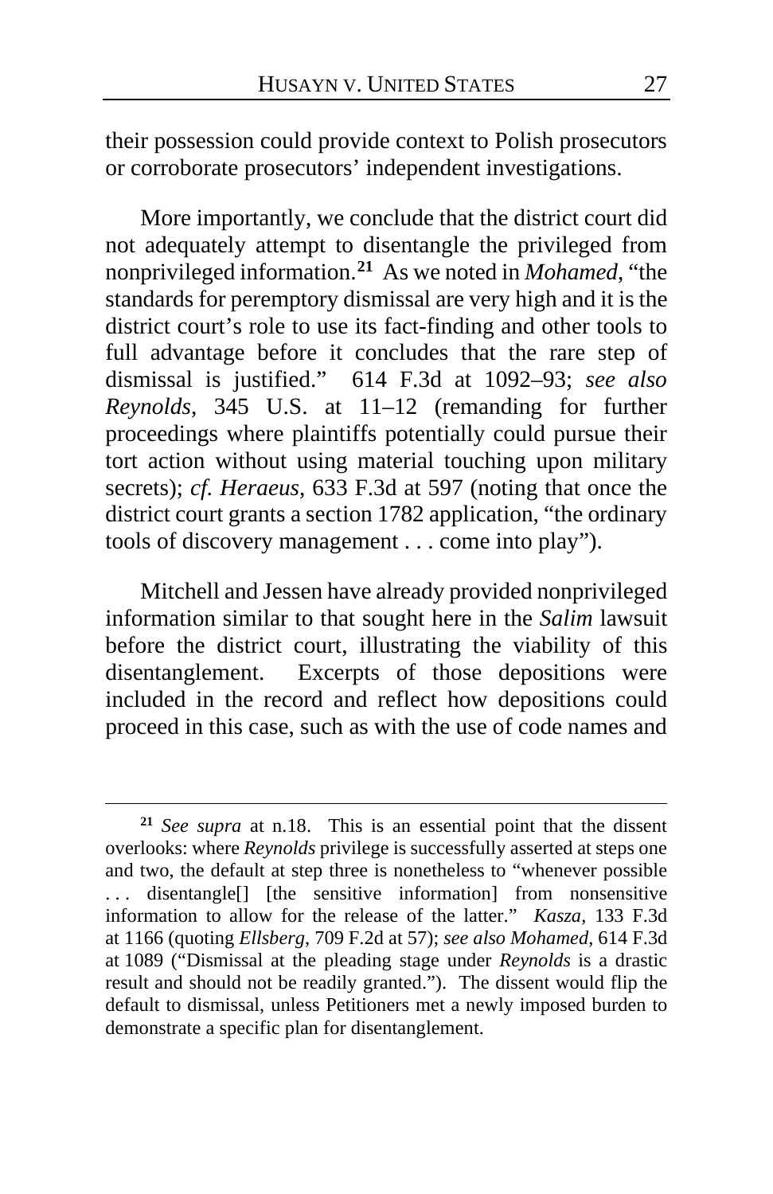their possession could provide context to Polish prosecutors or corroborate prosecutors' independent investigations.

More importantly, we conclude that the district court did not adequately attempt to disentangle the privileged from nonprivileged information.[21] As we noted in *Mohamed*, "the standards for peremptory dismissal are very high and it is the district court's role to use its fact-finding and other tools to full advantage before it concludes that the rare step of dismissal is justified." 614 F.3d at 1092–93; *see also Reynolds*, 345 U.S. at 11–12 (remanding for further proceedings where plaintiffs potentially could pursue their tort action without using material touching upon military secrets); *cf. Heraeus*, 633 F.3d at 597 (noting that once the district court grants a section 1782 application, "the ordinary tools of discovery management . . . come into play").

Mitchell and Jessen have already provided nonprivileged information similar to that sought here in the *Salim* lawsuit before the district court, illustrating the viability of this disentanglement. Excerpts of those depositions were included in the record and reflect how depositions could proceed in this case, such as with the use of code names and

---

[21] *See supra* at n.18. This is an essential point that the dissent overlooks: where *Reynolds* privilege is successfully asserted at steps one and two, the default at step three is nonetheless to "whenever possible . . . disentangle[] [the sensitive information] from nonsensitive information to allow for the release of the latter." *Kasza*, 133 F.3d at 1166 (quoting *Ellsberg*, 709 F.2d at 57); *see also Mohamed*, 614 F.3d at 1089 ("Dismissal at the pleading stage under *Reynolds* is a drastic result and should not be readily granted."). The dissent would flip the default to dismissal, unless Petitioners met a newly imposed burden to demonstrate a specific plan for disentanglement.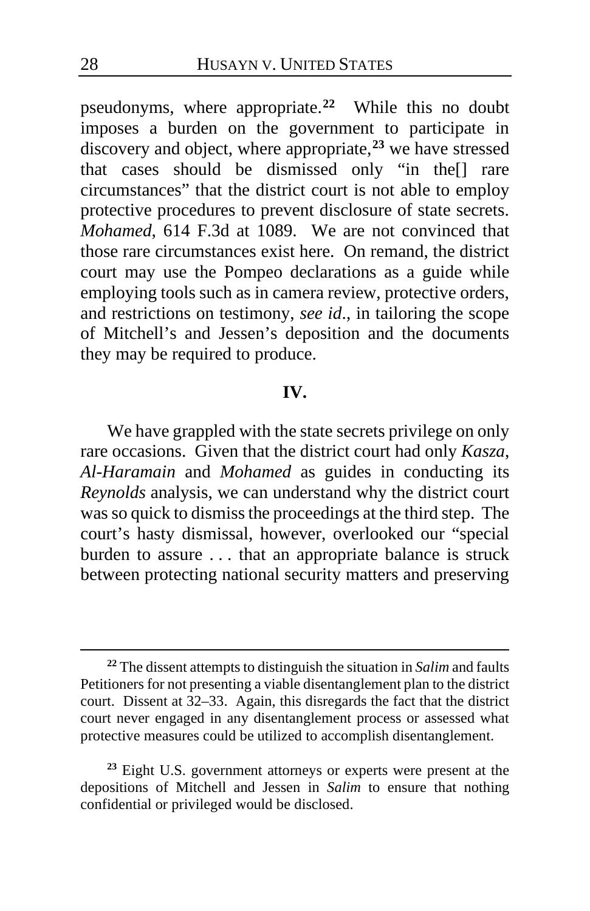pseudonyms, where appropriate.[22] While this no doubt imposes a burden on the government to participate in discovery and object, where appropriate,[23] we have stressed that cases should be dismissed only "in the[] rare circumstances" that the district court is not able to employ protective procedures to prevent disclosure of state secrets. *Mohamed*, 614 F.3d at 1089. We are not convinced that those rare circumstances exist here. On remand, the district court may use the Pompeo declarations as a guide while employing tools such as in camera review, protective orders, and restrictions on testimony, *see id.*, in tailoring the scope of Mitchell's and Jessen's deposition and the documents they may be required to produce.

## IV.

We have grappled with the state secrets privilege on only rare occasions. Given that the district court had only *Kasza*, *Al-Haramain* and *Mohamed* as guides in conducting its *Reynolds* analysis, we can understand why the district court was so quick to dismiss the proceedings at the third step. The court's hasty dismissal, however, overlooked our "special burden to assure . . . that an appropriate balance is struck between protecting national security matters and preserving

---

[22] The dissent attempts to distinguish the situation in *Salim* and faults Petitioners for not presenting a viable disentanglement plan to the district court. Dissent at 32–33. Again, this disregards the fact that the district court never engaged in any disentanglement process or assessed what protective measures could be utilized to accomplish disentanglement.

[23] Eight U.S. government attorneys or experts were present at the depositions of Mitchell and Jessen in *Salim* to ensure that nothing confidential or privileged would be disclosed.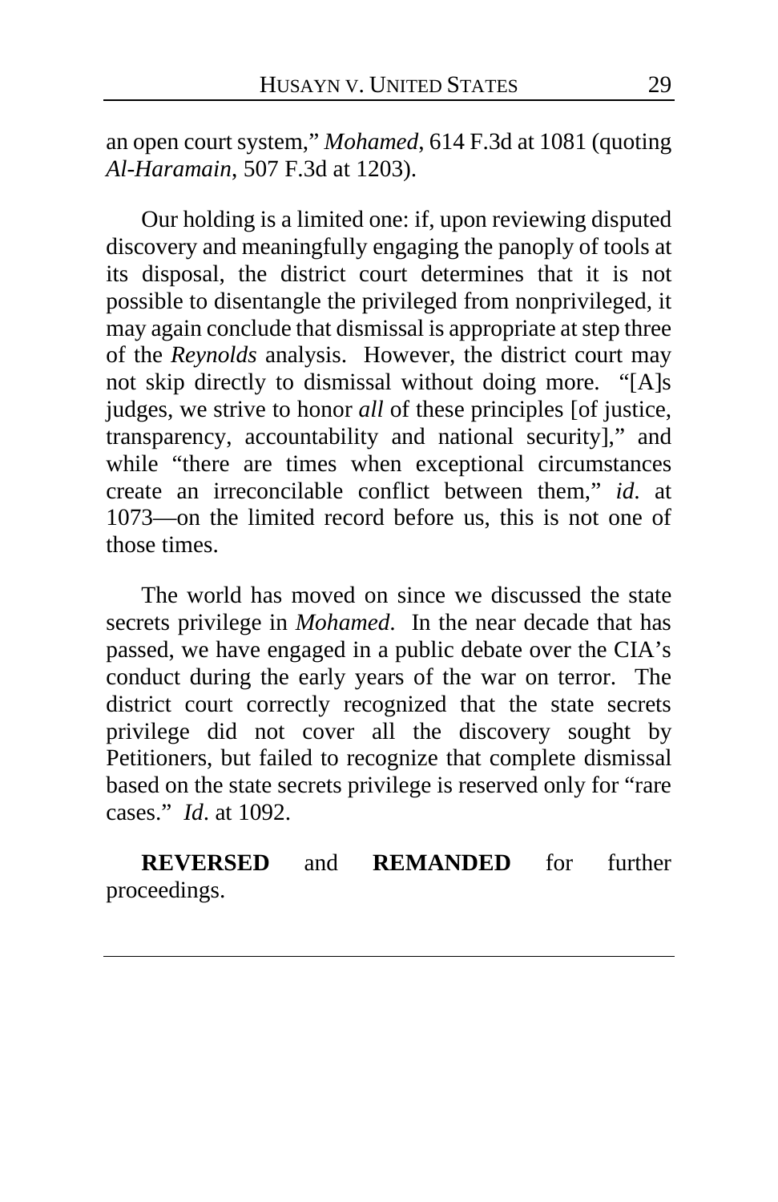an open court system," *Mohamed*, 614 F.3d at 1081 (quoting *Al-Haramain*, 507 F.3d at 1203).

Our holding is a limited one: if, upon reviewing disputed discovery and meaningfully engaging the panoply of tools at its disposal, the district court determines that it is not possible to disentangle the privileged from nonprivileged, it may again conclude that dismissal is appropriate at step three of the *Reynolds* analysis. However, the district court may not skip directly to dismissal without doing more. "[A]s judges, we strive to honor *all* of these principles [of justice, transparency, accountability and national security]," and while "there are times when exceptional circumstances create an irreconcilable conflict between them," *id*. at 1073—on the limited record before us, this is not one of those times.

The world has moved on since we discussed the state secrets privilege in *Mohamed*. In the near decade that has passed, we have engaged in a public debate over the CIA's conduct during the early years of the war on terror. The district court correctly recognized that the state secrets privilege did not cover all the discovery sought by Petitioners, but failed to recognize that complete dismissal based on the state secrets privilege is reserved only for "rare cases." *Id*. at 1092.

**REVERSED** and **REMANDED** for further proceedings.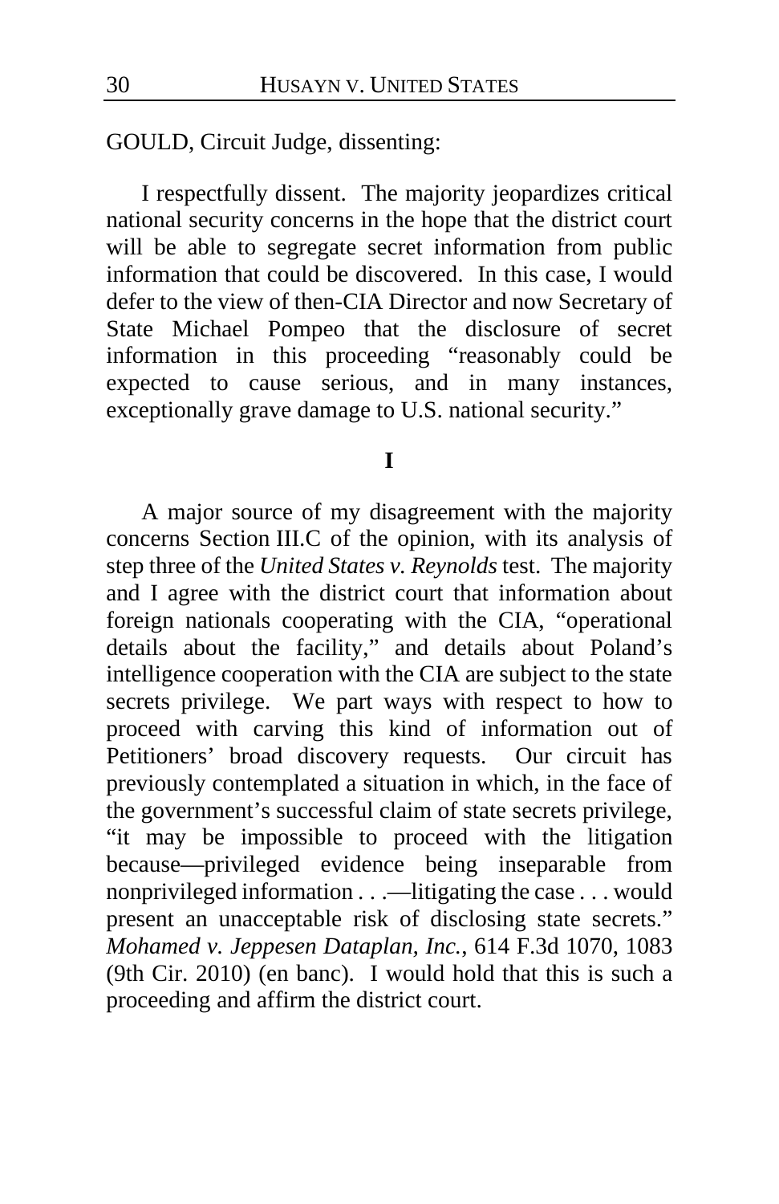GOULD, Circuit Judge, dissenting:

I respectfully dissent. The majority jeopardizes critical national security concerns in the hope that the district court will be able to segregate secret information from public information that could be discovered. In this case, I would defer to the view of then-CIA Director and now Secretary of State Michael Pompeo that the disclosure of secret information in this proceeding "reasonably could be expected to cause serious, and in many instances, exceptionally grave damage to U.S. national security."

## I

A major source of my disagreement with the majority concerns Section III.C of the opinion, with its analysis of step three of the *United States v. Reynolds* test. The majority and I agree with the district court that information about foreign nationals cooperating with the CIA, "operational details about the facility," and details about Poland's intelligence cooperation with the CIA are subject to the state secrets privilege. We part ways with respect to how to proceed with carving this kind of information out of Petitioners' broad discovery requests. Our circuit has previously contemplated a situation in which, in the face of the government's successful claim of state secrets privilege, "it may be impossible to proceed with the litigation because—privileged evidence being inseparable from nonprivileged information . . .—litigating the case . . . would present an unacceptable risk of disclosing state secrets." *Mohamed v. Jeppesen Dataplan, Inc.*, 614 F.3d 1070, 1083 (9th Cir. 2010) (en banc). I would hold that this is such a proceeding and affirm the district court.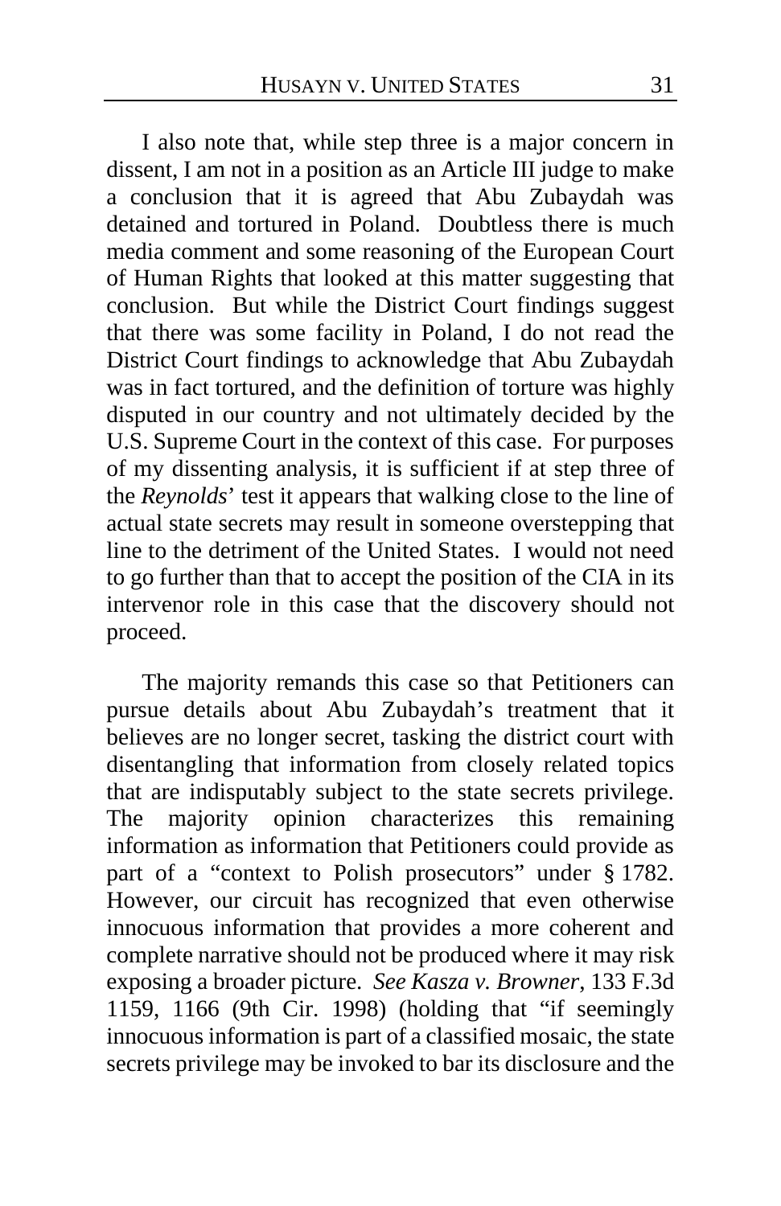I also note that, while step three is a major concern in dissent, I am not in a position as an Article III judge to make a conclusion that it is agreed that Abu Zubaydah was detained and tortured in Poland. Doubtless there is much media comment and some reasoning of the European Court of Human Rights that looked at this matter suggesting that conclusion. But while the District Court findings suggest that there was some facility in Poland, I do not read the District Court findings to acknowledge that Abu Zubaydah was in fact tortured, and the definition of torture was highly disputed in our country and not ultimately decided by the U.S. Supreme Court in the context of this case. For purposes of my dissenting analysis, it is sufficient if at step three of the *Reynolds*' test it appears that walking close to the line of actual state secrets may result in someone overstepping that line to the detriment of the United States. I would not need to go further than that to accept the position of the CIA in its intervenor role in this case that the discovery should not proceed.

The majority remands this case so that Petitioners can pursue details about Abu Zubaydah's treatment that it believes are no longer secret, tasking the district court with disentangling that information from closely related topics that are indisputably subject to the state secrets privilege. The majority opinion characterizes this remaining information as information that Petitioners could provide as part of a "context to Polish prosecutors" under § 1782. However, our circuit has recognized that even otherwise innocuous information that provides a more coherent and complete narrative should not be produced where it may risk exposing a broader picture. *See Kasza v. Browner*, 133 F.3d 1159, 1166 (9th Cir. 1998) (holding that "if seemingly innocuous information is part of a classified mosaic, the state secrets privilege may be invoked to bar its disclosure and the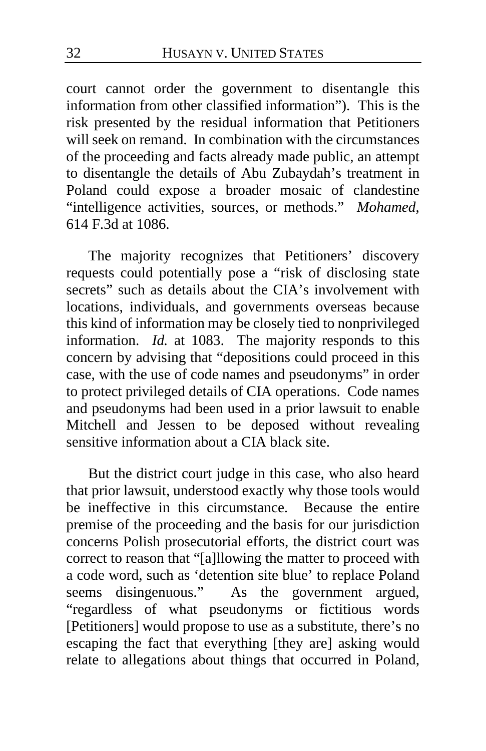court cannot order the government to disentangle this information from other classified information"). This is the risk presented by the residual information that Petitioners will seek on remand. In combination with the circumstances of the proceeding and facts already made public, an attempt to disentangle the details of Abu Zubaydah's treatment in Poland could expose a broader mosaic of clandestine "intelligence activities, sources, or methods." *Mohamed*, 614 F.3d at 1086.

The majority recognizes that Petitioners' discovery requests could potentially pose a "risk of disclosing state secrets" such as details about the CIA's involvement with locations, individuals, and governments overseas because this kind of information may be closely tied to nonprivileged information. *Id.* at 1083. The majority responds to this concern by advising that "depositions could proceed in this case, with the use of code names and pseudonyms" in order to protect privileged details of CIA operations. Code names and pseudonyms had been used in a prior lawsuit to enable Mitchell and Jessen to be deposed without revealing sensitive information about a CIA black site.

But the district court judge in this case, who also heard that prior lawsuit, understood exactly why those tools would be ineffective in this circumstance. Because the entire premise of the proceeding and the basis for our jurisdiction concerns Polish prosecutorial efforts, the district court was correct to reason that "[a]llowing the matter to proceed with a code word, such as 'detention site blue' to replace Poland seems disingenuous." As the government argued, "regardless of what pseudonyms or fictitious words [Petitioners] would propose to use as a substitute, there's no escaping the fact that everything [they are] asking would relate to allegations about things that occurred in Poland,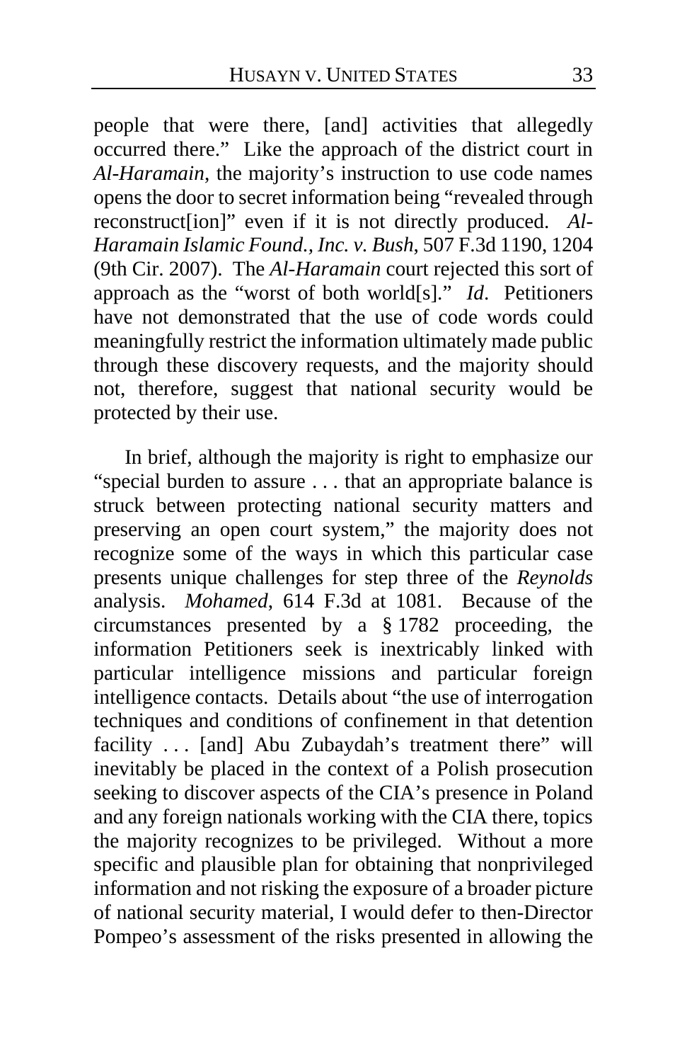people that were there, [and] activities that allegedly occurred there." Like the approach of the district court in *Al-Haramain*, the majority's instruction to use code names opens the door to secret information being "revealed through reconstruct[ion]" even if it is not directly produced. *Al-Haramain Islamic Found., Inc. v. Bush*, 507 F.3d 1190, 1204 (9th Cir. 2007). The *Al-Haramain* court rejected this sort of approach as the "worst of both world[s]." *Id*. Petitioners have not demonstrated that the use of code words could meaningfully restrict the information ultimately made public through these discovery requests, and the majority should not, therefore, suggest that national security would be protected by their use.

In brief, although the majority is right to emphasize our "special burden to assure . . . that an appropriate balance is struck between protecting national security matters and preserving an open court system," the majority does not recognize some of the ways in which this particular case presents unique challenges for step three of the *Reynolds* analysis. *Mohamed*, 614 F.3d at 1081. Because of the circumstances presented by a § 1782 proceeding, the information Petitioners seek is inextricably linked with particular intelligence missions and particular foreign intelligence contacts. Details about "the use of interrogation techniques and conditions of confinement in that detention facility . . . [and] Abu Zubaydah's treatment there" will inevitably be placed in the context of a Polish prosecution seeking to discover aspects of the CIA's presence in Poland and any foreign nationals working with the CIA there, topics the majority recognizes to be privileged. Without a more specific and plausible plan for obtaining that nonprivileged information and not risking the exposure of a broader picture of national security material, I would defer to then-Director Pompeo's assessment of the risks presented in allowing the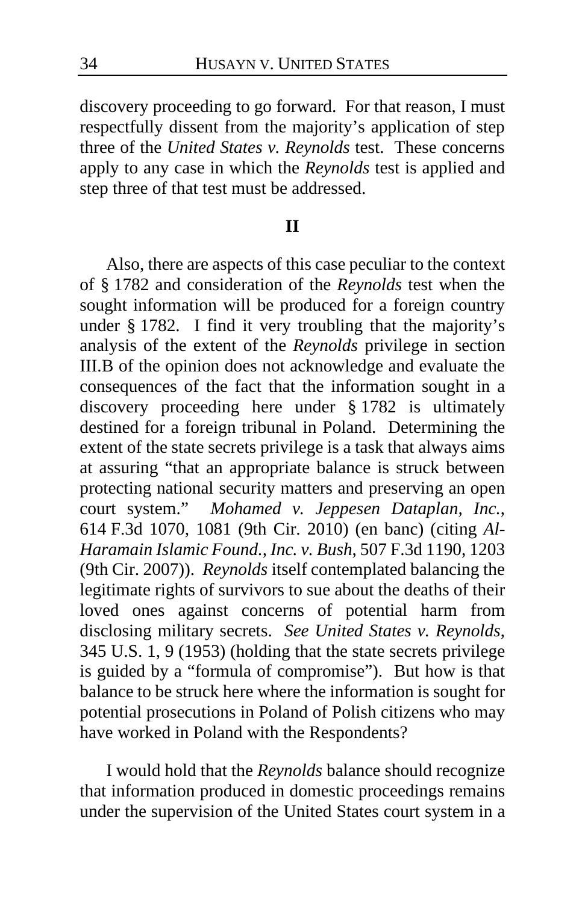discovery proceeding to go forward. For that reason, I must respectfully dissent from the majority's application of step three of the *United States v. Reynolds* test. These concerns apply to any case in which the *Reynolds* test is applied and step three of that test must be addressed.

## II

Also, there are aspects of this case peculiar to the context of § 1782 and consideration of the *Reynolds* test when the sought information will be produced for a foreign country under § 1782. I find it very troubling that the majority's analysis of the extent of the *Reynolds* privilege in section III.B of the opinion does not acknowledge and evaluate the consequences of the fact that the information sought in a discovery proceeding here under § 1782 is ultimately destined for a foreign tribunal in Poland. Determining the extent of the state secrets privilege is a task that always aims at assuring "that an appropriate balance is struck between protecting national security matters and preserving an open court system." *Mohamed v. Jeppesen Dataplan, Inc.*, 614 F.3d 1070, 1081 (9th Cir. 2010) (en banc) (citing *Al-Haramain Islamic Found., Inc. v. Bush*, 507 F.3d 1190, 1203 (9th Cir. 2007)). *Reynolds* itself contemplated balancing the legitimate rights of survivors to sue about the deaths of their loved ones against concerns of potential harm from disclosing military secrets. *See United States v. Reynolds*, 345 U.S. 1, 9 (1953) (holding that the state secrets privilege is guided by a "formula of compromise"). But how is that balance to be struck here where the information is sought for potential prosecutions in Poland of Polish citizens who may have worked in Poland with the Respondents?

I would hold that the *Reynolds* balance should recognize that information produced in domestic proceedings remains under the supervision of the United States court system in a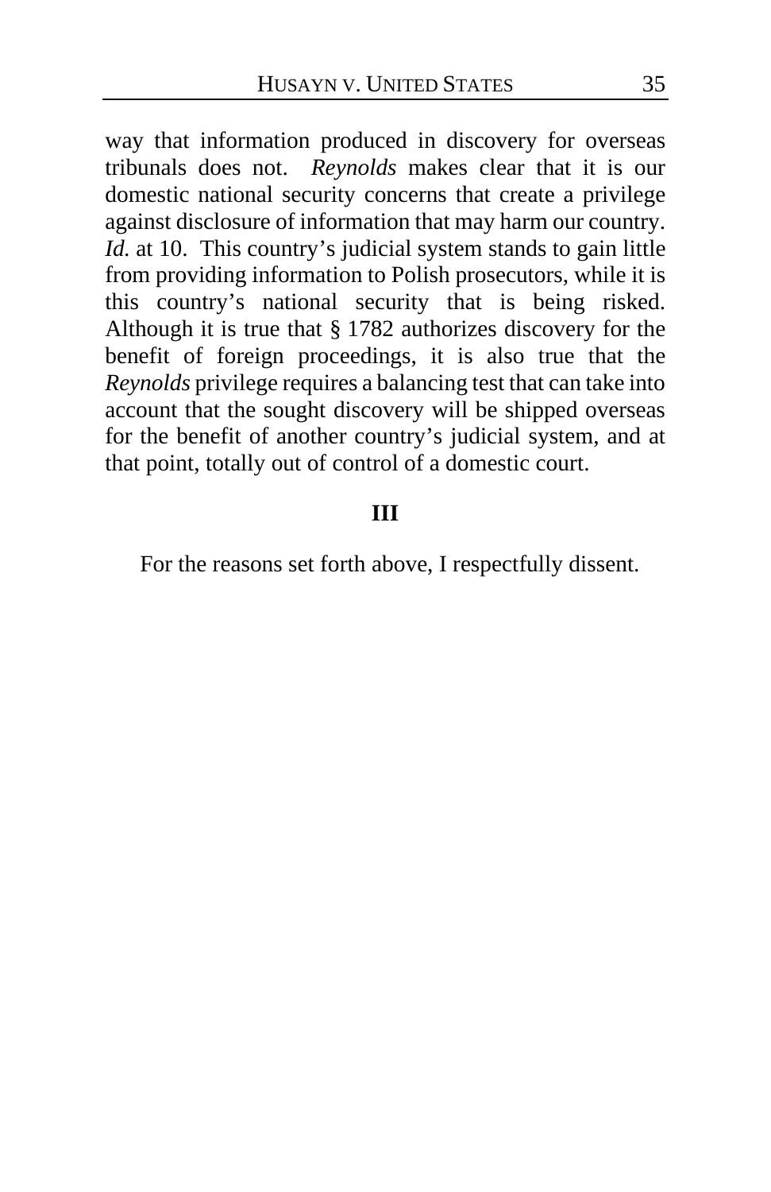way that information produced in discovery for overseas tribunals does not. *Reynolds* makes clear that it is our domestic national security concerns that create a privilege against disclosure of information that may harm our country. *Id.* at 10. This country's judicial system stands to gain little from providing information to Polish prosecutors, while it is this country's national security that is being risked. Although it is true that § 1782 authorizes discovery for the benefit of foreign proceedings, it is also true that the *Reynolds* privilege requires a balancing test that can take into account that the sought discovery will be shipped overseas for the benefit of another country's judicial system, and at that point, totally out of control of a domestic court.

## III

For the reasons set forth above, I respectfully dissent.